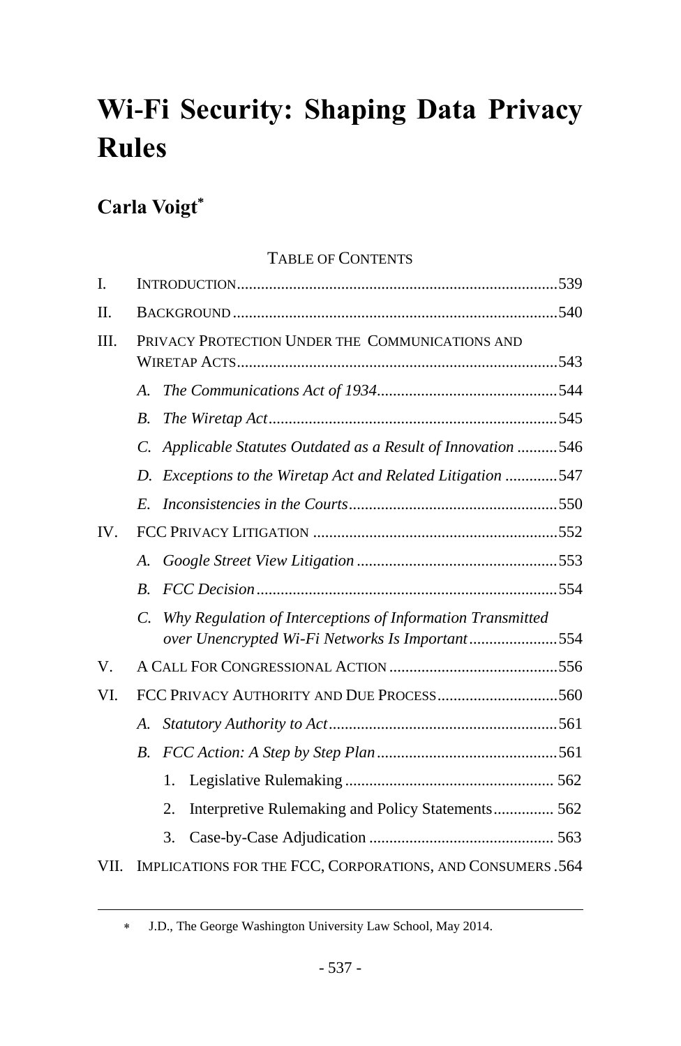# Wi-Fi Security: Shaping Data Privacy Rules

## Carla Voigt*

TABLE OF CONTENTS

| | | |
|---|---|---|
| I. | INTRODUCTION | 539 |
| II. | BACKGROUND | 540 |
| III. | PRIVACY PROTECTION UNDER THE COMMUNICATIONS AND WIRETAP ACTS | 543 |
| | *A. The Communications Act of 1934* | 544 |
| | *B. The Wiretap Act* | 545 |
| | *C. Applicable Statutes Outdated as a Result of Innovation* | 546 |
| | *D. Exceptions to the Wiretap Act and Related Litigation* | 547 |
| | *E. Inconsistencies in the Courts* | 550 |
| IV. | FCC PRIVACY LITIGATION | 552 |
| | *A. Google Street View Litigation* | 553 |
| | *B. FCC Decision* | 554 |
| | *C. Why Regulation of Interceptions of Information Transmitted over Unencrypted Wi-Fi Networks Is Important* | 554 |
| V. | A CALL FOR CONGRESSIONAL ACTION | 556 |
| VI. | FCC PRIVACY AUTHORITY AND DUE PROCESS | 560 |
| | *A. Statutory Authority to Act* | 561 |
| | *B. FCC Action: A Step by Step Plan* | 561 |
| | 1. Legislative Rulemaking | 562 |
| | 2. Interpretive Rulemaking and Policy Statements | 562 |
| | 3. Case-by-Case Adjudication | 563 |
| VII. | IMPLICATIONS FOR THE FCC, CORPORATIONS, AND CONSUMERS | 564 |

---

\* J.D., The George Washington University Law School, May 2014.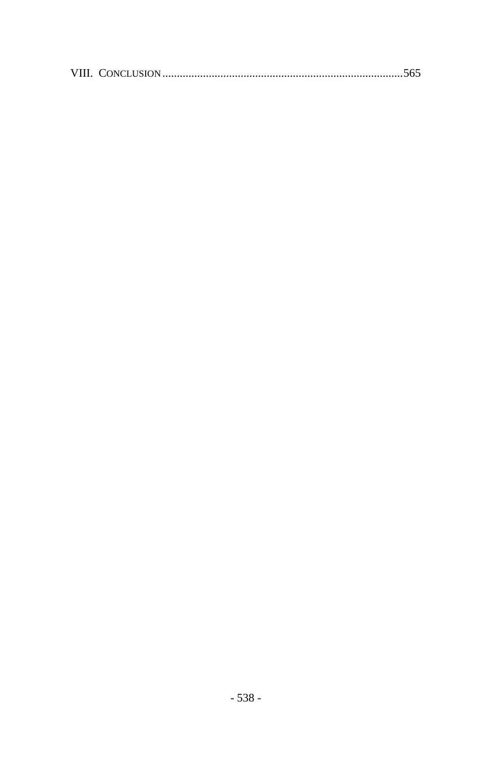VIII. CONCLUSION ....................................................................................565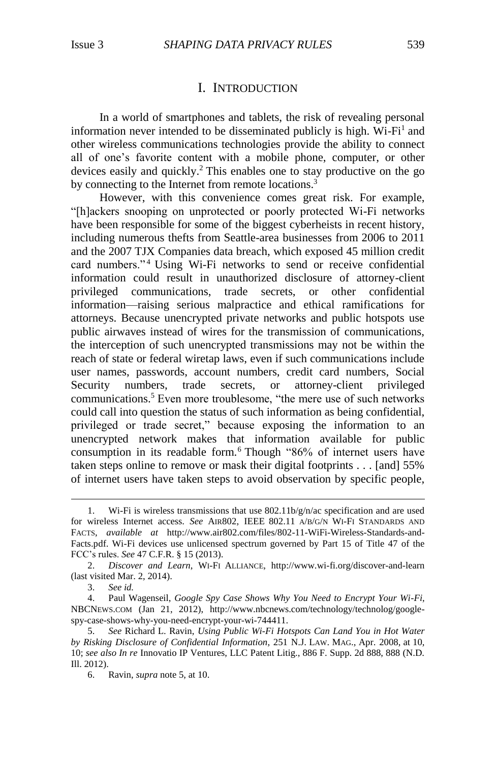## I. INTRODUCTION

In a world of smartphones and tablets, the risk of revealing personal information never intended to be disseminated publicly is high. Wi-Fi[1] and other wireless communications technologies provide the ability to connect all of one's favorite content with a mobile phone, computer, or other devices easily and quickly.[2] This enables one to stay productive on the go by connecting to the Internet from remote locations.[3]

However, with this convenience comes great risk. For example, "[h]ackers snooping on unprotected or poorly protected Wi-Fi networks have been responsible for some of the biggest cyberheists in recent history, including numerous thefts from Seattle-area businesses from 2006 to 2011 and the 2007 TJX Companies data breach, which exposed 45 million credit card numbers."[4] Using Wi-Fi networks to send or receive confidential information could result in unauthorized disclosure of attorney-client privileged communications, trade secrets, or other confidential information—raising serious malpractice and ethical ramifications for attorneys. Because unencrypted private networks and public hotspots use public airwaves instead of wires for the transmission of communications, the interception of such unencrypted transmissions may not be within the reach of state or federal wiretap laws, even if such communications include user names, passwords, account numbers, credit card numbers, Social Security numbers, trade secrets, or attorney-client privileged communications.[5] Even more troublesome, "the mere use of such networks could call into question the status of such information as being confidential, privileged or trade secret," because exposing the information to an unencrypted network makes that information available for public consumption in its readable form.[6] Though "86% of internet users have taken steps online to remove or mask their digital footprints . . . [and] 55% of internet users have taken steps to avoid observation by specific people,

---

1. Wi-Fi is wireless transmissions that use 802.11b/g/n/ac specification and are used for wireless Internet access. *See* AIR802, IEEE 802.11 A/B/G/N WI-FI STANDARDS AND FACTS, *available at* http://www.air802.com/files/802-11-WiFi-Wireless-Standards-and-Facts.pdf. Wi-Fi devices use unlicensed spectrum governed by Part 15 of Title 47 of the FCC's rules. *See* 47 C.F.R. § 15 (2013).

2. *Discover and Learn*, WI-FI ALLIANCE, http://www.wi-fi.org/discover-and-learn (last visited Mar. 2, 2014).

3. *See id.*

4. Paul Wagenseil, *Google Spy Case Shows Why You Need to Encrypt Your Wi-Fi*, NBCNEWS.COM (Jan 21, 2012), http://www.nbcnews.com/technology/technolog/google-spy-case-shows-why-you-need-encrypt-your-wi-744411.

5. *See* Richard L. Ravin, *Using Public Wi-Fi Hotspots Can Land You in Hot Water by Risking Disclosure of Confidential Information*, 251 N.J. LAW. MAG., Apr. 2008, at 10, 10; *see also In re* Innovatio IP Ventures, LLC Patent Litig., 886 F. Supp. 2d 888, 888 (N.D. Ill. 2012).

6. Ravin, *supra* note 5, at 10.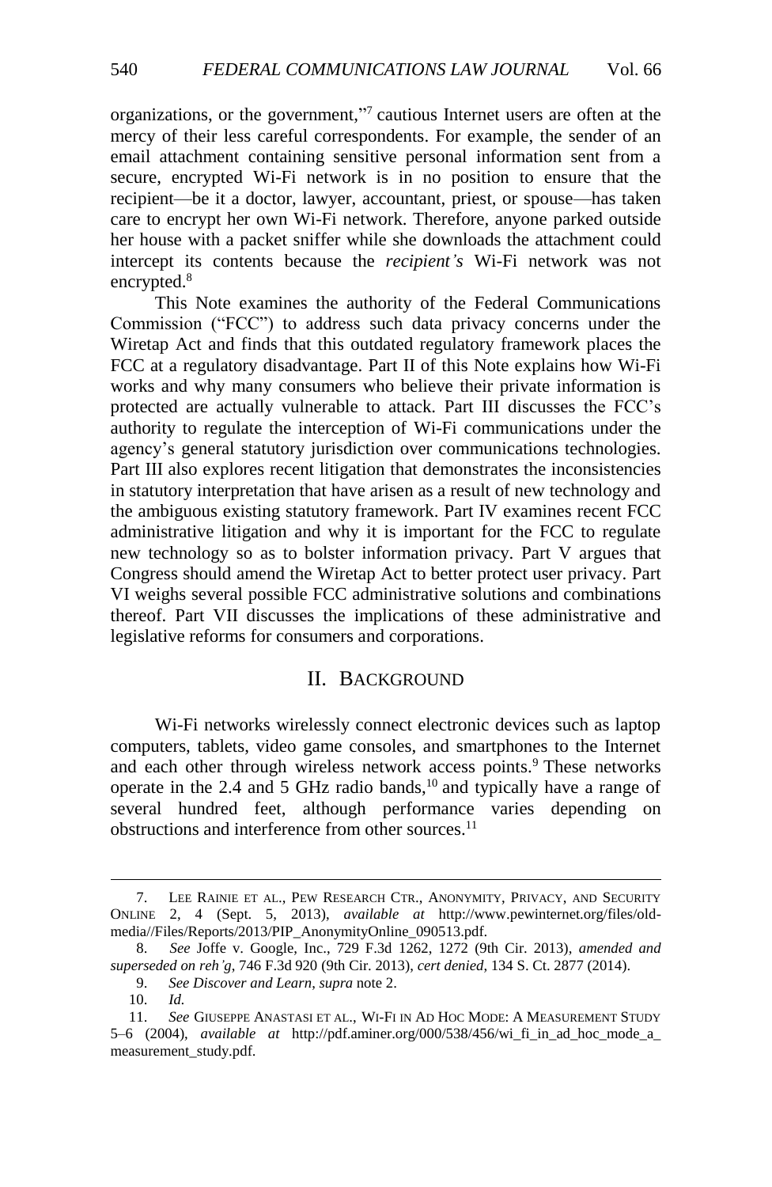organizations, or the government,"[7] cautious Internet users are often at the mercy of their less careful correspondents. For example, the sender of an email attachment containing sensitive personal information sent from a secure, encrypted Wi-Fi network is in no position to ensure that the recipient—be it a doctor, lawyer, accountant, priest, or spouse—has taken care to encrypt her own Wi-Fi network. Therefore, anyone parked outside her house with a packet sniffer while she downloads the attachment could intercept its contents because the *recipient's* Wi-Fi network was not encrypted.[8]

This Note examines the authority of the Federal Communications Commission ("FCC") to address such data privacy concerns under the Wiretap Act and finds that this outdated regulatory framework places the FCC at a regulatory disadvantage. Part II of this Note explains how Wi-Fi works and why many consumers who believe their private information is protected are actually vulnerable to attack. Part III discusses the FCC's authority to regulate the interception of Wi-Fi communications under the agency's general statutory jurisdiction over communications technologies. Part III also explores recent litigation that demonstrates the inconsistencies in statutory interpretation that have arisen as a result of new technology and the ambiguous existing statutory framework. Part IV examines recent FCC administrative litigation and why it is important for the FCC to regulate new technology so as to bolster information privacy. Part V argues that Congress should amend the Wiretap Act to better protect user privacy. Part VI weighs several possible FCC administrative solutions and combinations thereof. Part VII discusses the implications of these administrative and legislative reforms for consumers and corporations.

## II. BACKGROUND

Wi-Fi networks wirelessly connect electronic devices such as laptop computers, tablets, video game consoles, and smartphones to the Internet and each other through wireless network access points.[9] These networks operate in the 2.4 and 5 GHz radio bands,[10] and typically have a range of several hundred feet, although performance varies depending on obstructions and interference from other sources.[11]

---

7. LEE RAINIE ET AL., PEW RESEARCH CTR., ANONYMITY, PRIVACY, AND SECURITY ONLINE 2, 4 (Sept. 5, 2013), *available at* http://www.pewinternet.org/files/old-media//Files/Reports/2013/PIP_AnonymityOnline_090513.pdf.

8. *See* Joffe v. Google, Inc., 729 F.3d 1262, 1272 (9th Cir. 2013), *amended and superseded on reh'g*, 746 F.3d 920 (9th Cir. 2013), *cert denied*, 134 S. Ct. 2877 (2014).

9. *See Discover and Learn*, *supra* note 2.

10. *Id.*

11. *See* GIUSEPPE ANASTASI ET AL., WI-FI IN AD HOC MODE: A MEASUREMENT STUDY 5–6 (2004), *available at* http://pdf.aminer.org/000/538/456/wi_fi_in_ad_hoc_mode_a_measurement_study.pdf.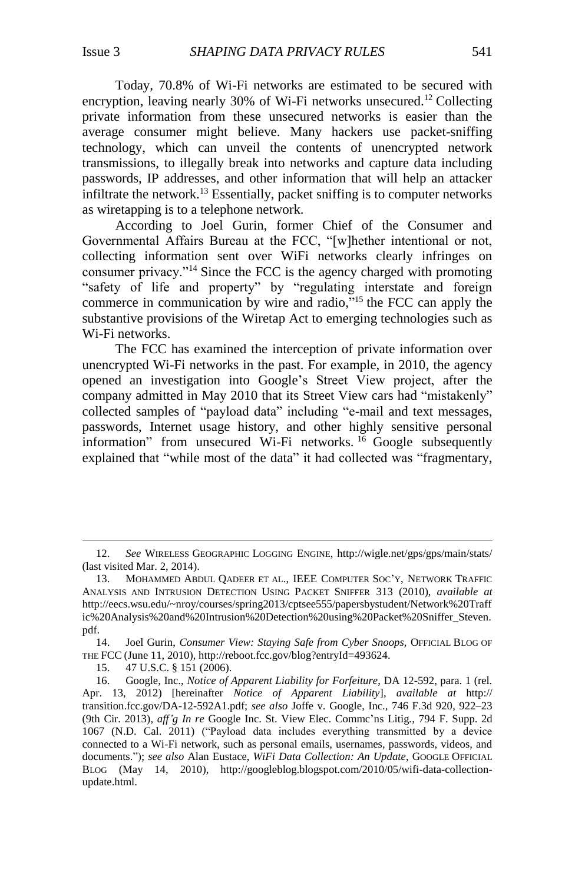Today, 70.8% of Wi-Fi networks are estimated to be secured with encryption, leaving nearly 30% of Wi-Fi networks unsecured.[12] Collecting private information from these unsecured networks is easier than the average consumer might believe. Many hackers use packet-sniffing technology, which can unveil the contents of unencrypted network transmissions, to illegally break into networks and capture data including passwords, IP addresses, and other information that will help an attacker infiltrate the network.[13] Essentially, packet sniffing is to computer networks as wiretapping is to a telephone network.

According to Joel Gurin, former Chief of the Consumer and Governmental Affairs Bureau at the FCC, "[w]hether intentional or not, collecting information sent over WiFi networks clearly infringes on consumer privacy."[14] Since the FCC is the agency charged with promoting "safety of life and property" by "regulating interstate and foreign commerce in communication by wire and radio,"[15] the FCC can apply the substantive provisions of the Wiretap Act to emerging technologies such as Wi-Fi networks.

The FCC has examined the interception of private information over unencrypted Wi-Fi networks in the past. For example, in 2010, the agency opened an investigation into Google's Street View project, after the company admitted in May 2010 that its Street View cars had "mistakenly" collected samples of "payload data" including "e-mail and text messages, passwords, Internet usage history, and other highly sensitive personal information" from unsecured Wi-Fi networks.[16] Google subsequently explained that "while most of the data" it had collected was "fragmentary,

---

12. *See* WIRELESS GEOGRAPHIC LOGGING ENGINE, http://wigle.net/gps/gps/main/stats/ (last visited Mar. 2, 2014).

13. MOHAMMED ABDUL QADEER ET AL., IEEE COMPUTER SOC'Y, NETWORK TRAFFIC ANALYSIS AND INTRUSION DETECTION USING PACKET SNIFFER 313 (2010), *available at* http://eecs.wsu.edu/~nroy/courses/spring2013/cptsee555/papersbystudent/Network%20Traffic%20Analysis%20and%20Intrusion%20Detection%20using%20Packet%20Sniffer_Steven.pdf.

14. Joel Gurin, *Consumer View: Staying Safe from Cyber Snoops*, OFFICIAL BLOG OF THE FCC (June 11, 2010), http://reboot.fcc.gov/blog?entryId=493624.

15. 47 U.S.C. § 151 (2006).

16. Google, Inc., *Notice of Apparent Liability for Forfeiture*, DA 12-592, para. 1 (rel. Apr. 13, 2012) [hereinafter *Notice of Apparent Liability*], *available at* http:// transition.fcc.gov/DA-12-592A1.pdf; *see also* Joffe v. Google, Inc., 746 F.3d 920, 922–23 (9th Cir. 2013), *aff'g In re* Google Inc. St. View Elec. Commc'ns Litig., 794 F. Supp. 2d 1067 (N.D. Cal. 2011) ("Payload data includes everything transmitted by a device connected to a Wi-Fi network, such as personal emails, usernames, passwords, videos, and documents."); *see also* Alan Eustace, *WiFi Data Collection: An Update*, GOOGLE OFFICIAL BLOG (May 14, 2010), http://googleblog.blogspot.com/2010/05/wifi-data-collection-update.html.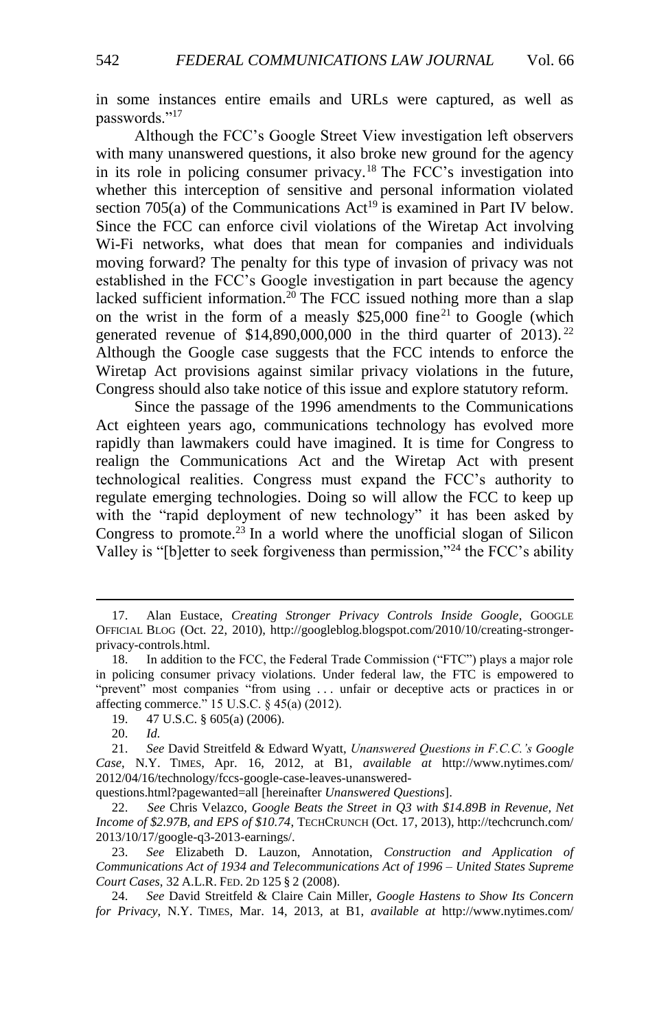in some instances entire emails and URLs were captured, as well as passwords."[17]

Although the FCC's Google Street View investigation left observers with many unanswered questions, it also broke new ground for the agency in its role in policing consumer privacy.[18] The FCC's investigation into whether this interception of sensitive and personal information violated section 705(a) of the Communications Act[19] is examined in Part IV below. Since the FCC can enforce civil violations of the Wiretap Act involving Wi-Fi networks, what does that mean for companies and individuals moving forward? The penalty for this type of invasion of privacy was not established in the FCC's Google investigation in part because the agency lacked sufficient information.[20] The FCC issued nothing more than a slap on the wrist in the form of a measly $25,000 fine[21] to Google (which generated revenue of $14,890,000,000 in the third quarter of 2013).[22] Although the Google case suggests that the FCC intends to enforce the Wiretap Act provisions against similar privacy violations in the future, Congress should also take notice of this issue and explore statutory reform.

Since the passage of the 1996 amendments to the Communications Act eighteen years ago, communications technology has evolved more rapidly than lawmakers could have imagined. It is time for Congress to realign the Communications Act and the Wiretap Act with present technological realities. Congress must expand the FCC's authority to regulate emerging technologies. Doing so will allow the FCC to keep up with the "rapid deployment of new technology" it has been asked by Congress to promote.[23] In a world where the unofficial slogan of Silicon Valley is "[b]etter to seek forgiveness than permission,"[24] the FCC's ability

---

17. Alan Eustace, *Creating Stronger Privacy Controls Inside Google*, GOOGLE OFFICIAL BLOG (Oct. 22, 2010), http://googleblog.blogspot.com/2010/10/creating-stronger-privacy-controls.html.

18. In addition to the FCC, the Federal Trade Commission ("FTC") plays a major role in policing consumer privacy violations. Under federal law, the FTC is empowered to "prevent" most companies "from using . . . unfair or deceptive acts or practices in or affecting commerce." 15 U.S.C. § 45(a) (2012).

19. 47 U.S.C. § 605(a) (2006).

20. *Id.*

21. *See* David Streitfeld & Edward Wyatt, *Unanswered Questions in F.C.C.'s Google Case*, N.Y. TIMES, Apr. 16, 2012, at B1, *available at* http://www.nytimes.com/2012/04/16/technology/fccs-google-case-leaves-unanswered-questions.html?pagewanted=all [hereinafter *Unanswered Questions*].

22. *See* Chris Velazco, *Google Beats the Street in Q3 with $14.89B in Revenue, Net Income of $2.97B, and EPS of $10.74*, TECHCRUNCH (Oct. 17, 2013), http://techcrunch.com/2013/10/17/google-q3-2013-earnings/.

23. *See* Elizabeth D. Lauzon, Annotation, *Construction and Application of Communications Act of 1934 and Telecommunications Act of 1996 – United States Supreme Court Cases*, 32 A.L.R. FED. 2D 125 § 2 (2008).

24. *See* David Streitfeld & Claire Cain Miller, *Google Hastens to Show Its Concern for Privacy*, N.Y. TIMES, Mar. 14, 2013, at B1, *available at* http://www.nytimes.com/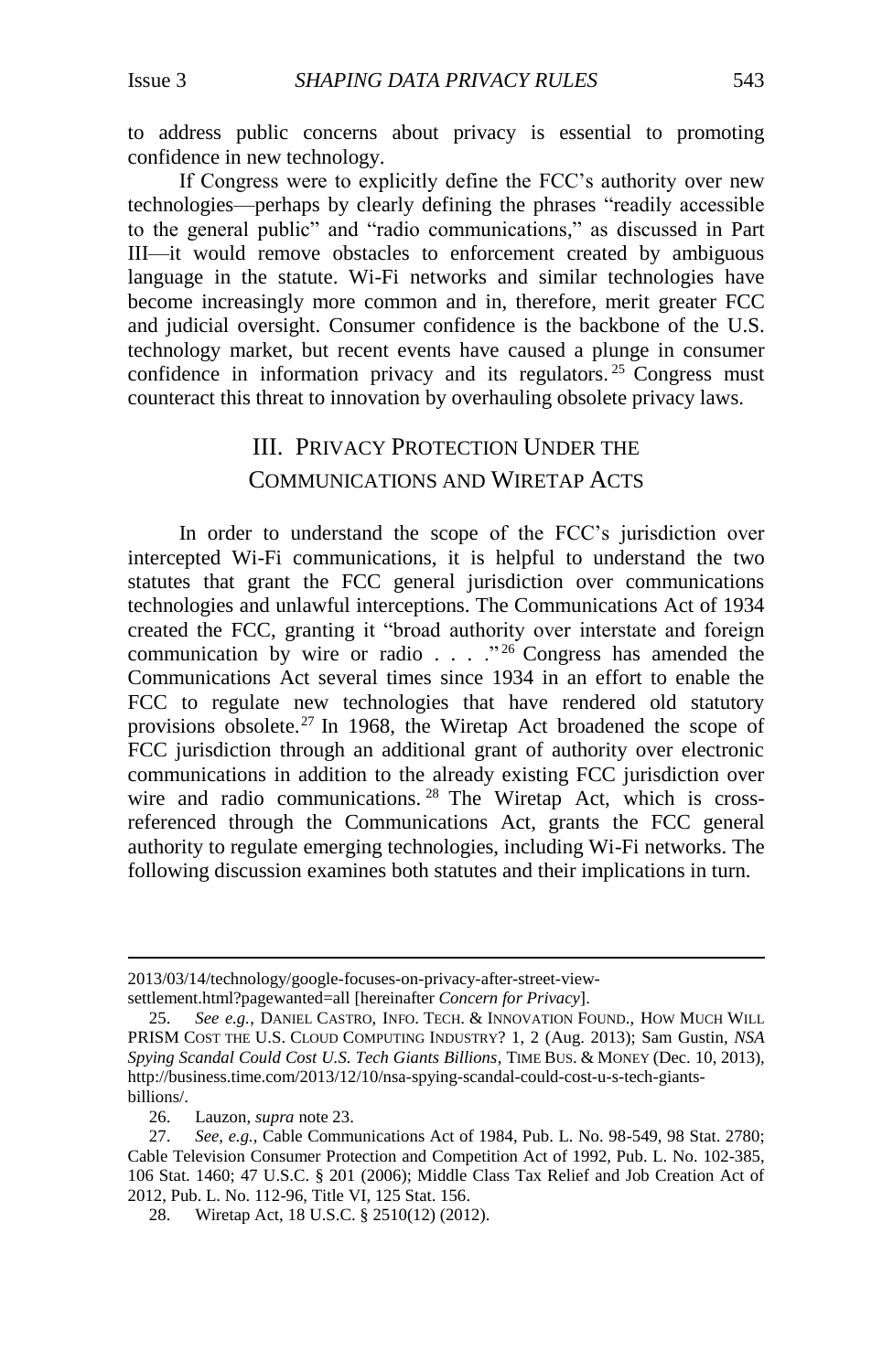to address public concerns about privacy is essential to promoting confidence in new technology.

If Congress were to explicitly define the FCC's authority over new technologies—perhaps by clearly defining the phrases "readily accessible to the general public" and "radio communications," as discussed in Part III—it would remove obstacles to enforcement created by ambiguous language in the statute. Wi-Fi networks and similar technologies have become increasingly more common and in, therefore, merit greater FCC and judicial oversight. Consumer confidence is the backbone of the U.S. technology market, but recent events have caused a plunge in consumer confidence in information privacy and its regulators.[25] Congress must counteract this threat to innovation by overhauling obsolete privacy laws.

## III. PRIVACY PROTECTION UNDER THE COMMUNICATIONS AND WIRETAP ACTS

In order to understand the scope of the FCC's jurisdiction over intercepted Wi-Fi communications, it is helpful to understand the two statutes that grant the FCC general jurisdiction over communications technologies and unlawful interceptions. The Communications Act of 1934 created the FCC, granting it "broad authority over interstate and foreign communication by wire or radio . . . ."[26] Congress has amended the Communications Act several times since 1934 in an effort to enable the FCC to regulate new technologies that have rendered old statutory provisions obsolete.[27] In 1968, the Wiretap Act broadened the scope of FCC jurisdiction through an additional grant of authority over electronic communications in addition to the already existing FCC jurisdiction over wire and radio communications.[28] The Wiretap Act, which is cross-referenced through the Communications Act, grants the FCC general authority to regulate emerging technologies, including Wi-Fi networks. The following discussion examines both statutes and their implications in turn.

---

2013/03/14/technology/google-focuses-on-privacy-after-street-view-settlement.html?pagewanted=all [hereinafter *Concern for Privacy*].

25. *See e.g.*, DANIEL CASTRO, INFO. TECH. & INNOVATION FOUND., HOW MUCH WILL PRISM COST THE U.S. CLOUD COMPUTING INDUSTRY? 1, 2 (Aug. 2013); Sam Gustin, *NSA Spying Scandal Could Cost U.S. Tech Giants Billions*, TIME BUS. & MONEY (Dec. 10, 2013), http://business.time.com/2013/12/10/nsa-spying-scandal-could-cost-u-s-tech-giants-billions/.

26. Lauzon, *supra* note 23.

27. *See, e.g.*, Cable Communications Act of 1984, Pub. L. No. 98-549, 98 Stat. 2780; Cable Television Consumer Protection and Competition Act of 1992, Pub. L. No. 102-385, 106 Stat. 1460; 47 U.S.C. § 201 (2006); Middle Class Tax Relief and Job Creation Act of 2012, Pub. L. No. 112-96, Title VI, 125 Stat. 156.

28. Wiretap Act, 18 U.S.C. § 2510(12) (2012).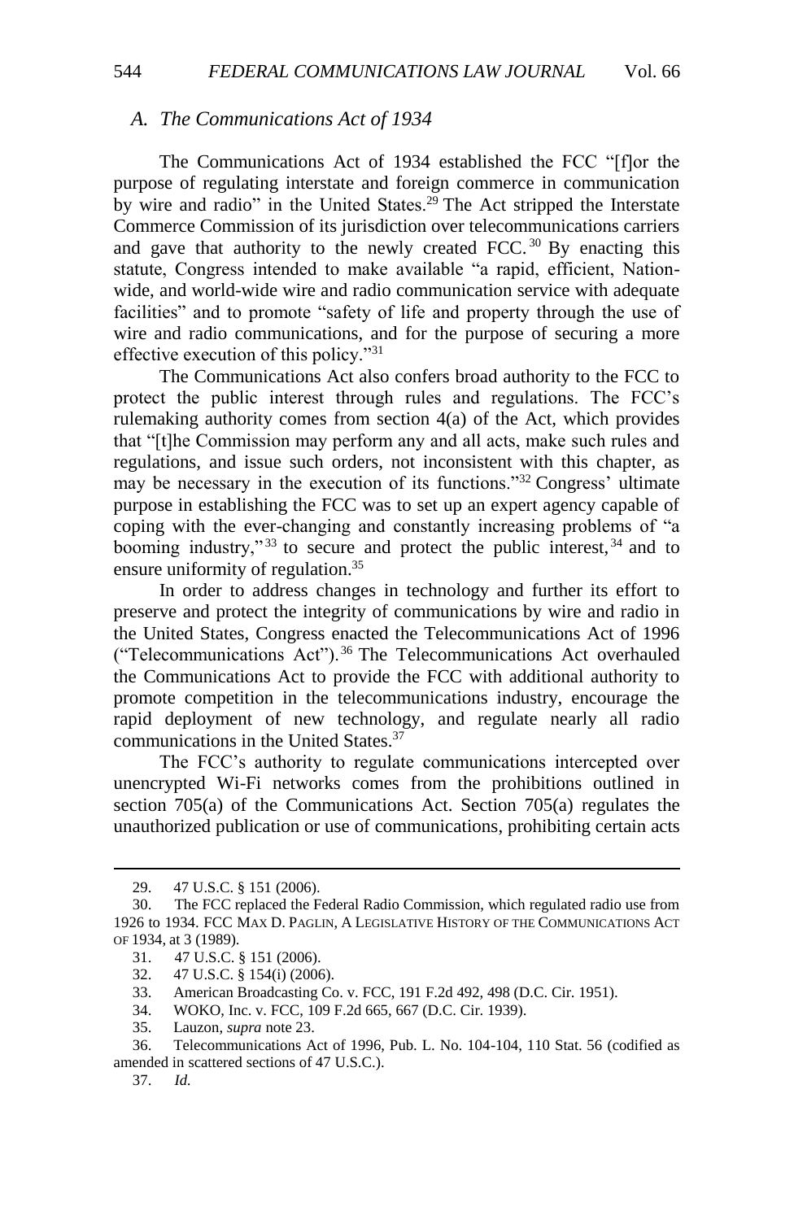### A. The Communications Act of 1934

The Communications Act of 1934 established the FCC "[f]or the purpose of regulating interstate and foreign commerce in communication by wire and radio" in the United States.[29] The Act stripped the Interstate Commerce Commission of its jurisdiction over telecommunications carriers and gave that authority to the newly created FCC.[30] By enacting this statute, Congress intended to make available "a rapid, efficient, Nation-wide, and world-wide wire and radio communication service with adequate facilities" and to promote "safety of life and property through the use of wire and radio communications, and for the purpose of securing a more effective execution of this policy."[31]

The Communications Act also confers broad authority to the FCC to protect the public interest through rules and regulations. The FCC's rulemaking authority comes from section 4(a) of the Act, which provides that "[t]he Commission may perform any and all acts, make such rules and regulations, and issue such orders, not inconsistent with this chapter, as may be necessary in the execution of its functions."[32] Congress' ultimate purpose in establishing the FCC was to set up an expert agency capable of coping with the ever-changing and constantly increasing problems of "a booming industry,"[33] to secure and protect the public interest,[34] and to ensure uniformity of regulation.[35]

In order to address changes in technology and further its effort to preserve and protect the integrity of communications by wire and radio in the United States, Congress enacted the Telecommunications Act of 1996 ("Telecommunications Act").[36] The Telecommunications Act overhauled the Communications Act to provide the FCC with additional authority to promote competition in the telecommunications industry, encourage the rapid deployment of new technology, and regulate nearly all radio communications in the United States.[37]

The FCC's authority to regulate communications intercepted over unencrypted Wi-Fi networks comes from the prohibitions outlined in section 705(a) of the Communications Act. Section 705(a) regulates the unauthorized publication or use of communications, prohibiting certain acts

---

29. 47 U.S.C. § 151 (2006).

30. The FCC replaced the Federal Radio Commission, which regulated radio use from 1926 to 1934. FCC MAX D. PAGLIN, A LEGISLATIVE HISTORY OF THE COMMUNICATIONS ACT OF 1934, at 3 (1989).

31. 47 U.S.C. § 151 (2006).

32. 47 U.S.C. § 154(i) (2006).

33. American Broadcasting Co. v. FCC, 191 F.2d 492, 498 (D.C. Cir. 1951).

34. WOKO, Inc. v. FCC, 109 F.2d 665, 667 (D.C. Cir. 1939).

35. Lauzon, *supra* note 23.

36. Telecommunications Act of 1996, Pub. L. No. 104-104, 110 Stat. 56 (codified as amended in scattered sections of 47 U.S.C.).

37. *Id.*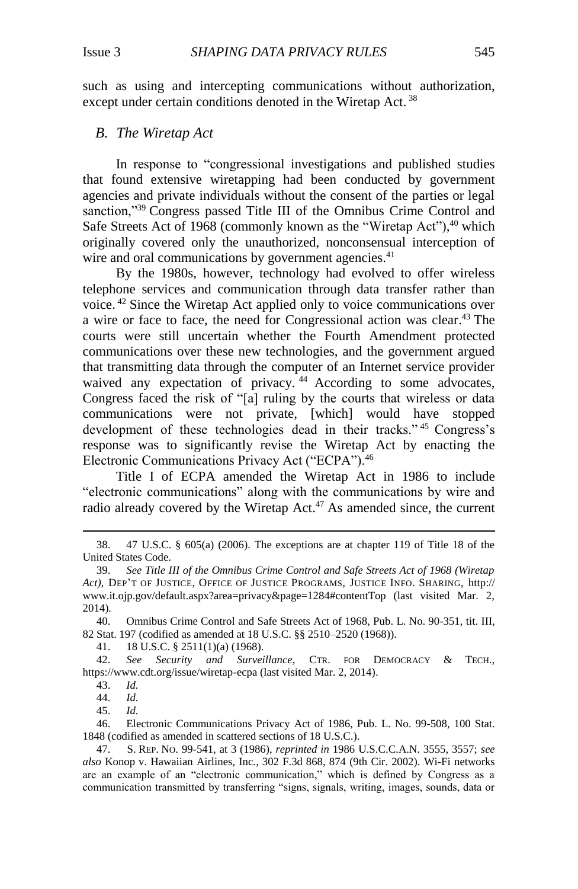such as using and intercepting communications without authorization, except under certain conditions denoted in the Wiretap Act.[38]

### *B. The Wiretap Act*

In response to "congressional investigations and published studies that found extensive wiretapping had been conducted by government agencies and private individuals without the consent of the parties or legal sanction,"[39] Congress passed Title III of the Omnibus Crime Control and Safe Streets Act of 1968 (commonly known as the "Wiretap Act"),[40] which originally covered only the unauthorized, nonconsensual interception of wire and oral communications by government agencies.[41]

By the 1980s, however, technology had evolved to offer wireless telephone services and communication through data transfer rather than voice.[42] Since the Wiretap Act applied only to voice communications over a wire or face to face, the need for Congressional action was clear.[43] The courts were still uncertain whether the Fourth Amendment protected communications over these new technologies, and the government argued that transmitting data through the computer of an Internet service provider waived any expectation of privacy.[44] According to some advocates, Congress faced the risk of "[a] ruling by the courts that wireless or data communications were not private, [which] would have stopped development of these technologies dead in their tracks."[45] Congress's response was to significantly revise the Wiretap Act by enacting the Electronic Communications Privacy Act ("ECPA").[46]

Title I of ECPA amended the Wiretap Act in 1986 to include "electronic communications" along with the communications by wire and radio already covered by the Wiretap Act.[47] As amended since, the current

---

38. 47 U.S.C. § 605(a) (2006). The exceptions are at chapter 119 of Title 18 of the United States Code.

39. *See Title III of the Omnibus Crime Control and Safe Streets Act of 1968 (Wiretap Act)*, DEP'T OF JUSTICE, OFFICE OF JUSTICE PROGRAMS, JUSTICE INFO. SHARING, http://www.it.ojp.gov/default.aspx?area=privacy&page=1284#contentTop (last visited Mar. 2, 2014).

40. Omnibus Crime Control and Safe Streets Act of 1968, Pub. L. No. 90-351, tit. III, 82 Stat. 197 (codified as amended at 18 U.S.C. §§ 2510–2520 (1968)).

41. 18 U.S.C. § 2511(1)(a) (1968).

42. *See Security and Surveillance*, CTR. FOR DEMOCRACY & TECH., https://www.cdt.org/issue/wiretap-ecpa (last visited Mar. 2, 2014).

43. *Id.*

44. *Id.*

45. *Id.*

46. Electronic Communications Privacy Act of 1986, Pub. L. No. 99-508, 100 Stat. 1848 (codified as amended in scattered sections of 18 U.S.C.).

47. S. REP. NO. 99-541, at 3 (1986), *reprinted in* 1986 U.S.C.C.A.N. 3555, 3557; *see also* Konop v. Hawaiian Airlines, Inc., 302 F.3d 868, 874 (9th Cir. 2002). Wi-Fi networks are an example of an "electronic communication," which is defined by Congress as a communication transmitted by transferring "signs, signals, writing, images, sounds, data or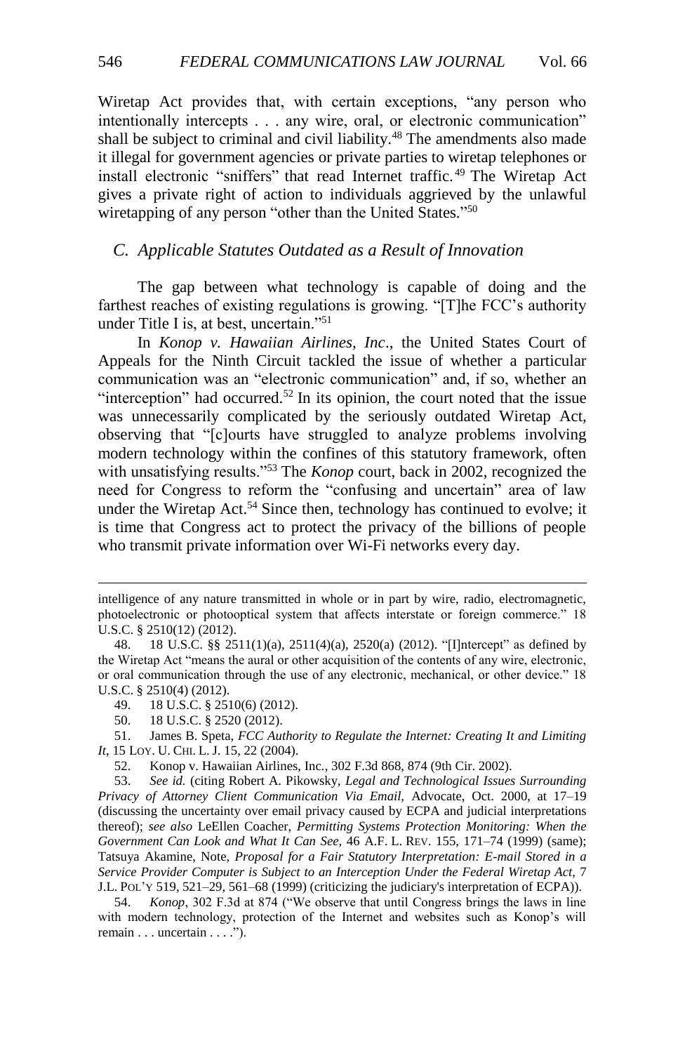Wiretap Act provides that, with certain exceptions, "any person who intentionally intercepts . . . any wire, oral, or electronic communication" shall be subject to criminal and civil liability.[48] The amendments also made it illegal for government agencies or private parties to wiretap telephones or install electronic "sniffers" that read Internet traffic.[49] The Wiretap Act gives a private right of action to individuals aggrieved by the unlawful wiretapping of any person "other than the United States."[50]

### *C. Applicable Statutes Outdated as a Result of Innovation*

The gap between what technology is capable of doing and the farthest reaches of existing regulations is growing. "[T]he FCC's authority under Title I is, at best, uncertain."[51]

In *Konop v. Hawaiian Airlines, Inc*., the United States Court of Appeals for the Ninth Circuit tackled the issue of whether a particular communication was an "electronic communication" and, if so, whether an "interception" had occurred.[52] In its opinion, the court noted that the issue was unnecessarily complicated by the seriously outdated Wiretap Act, observing that "[c]ourts have struggled to analyze problems involving modern technology within the confines of this statutory framework, often with unsatisfying results."[53] The *Konop* court, back in 2002, recognized the need for Congress to reform the "confusing and uncertain" area of law under the Wiretap Act.[54] Since then, technology has continued to evolve; it is time that Congress act to protect the privacy of the billions of people who transmit private information over Wi-Fi networks every day.

---

intelligence of any nature transmitted in whole or in part by wire, radio, electromagnetic, photoelectronic or photooptical system that affects interstate or foreign commerce." 18 U.S.C. § 2510(12) (2012).

48. 18 U.S.C. §§ 2511(1)(a), 2511(4)(a), 2520(a) (2012). "[I]ntercept" as defined by the Wiretap Act "means the aural or other acquisition of the contents of any wire, electronic, or oral communication through the use of any electronic, mechanical, or other device." 18 U.S.C. § 2510(4) (2012).

49. 18 U.S.C. § 2510(6) (2012).

50. 18 U.S.C. § 2520 (2012).

51. James B. Speta, *FCC Authority to Regulate the Internet: Creating It and Limiting It*, 15 LOY. U. CHI. L. J. 15, 22 (2004).

52. Konop v. Hawaiian Airlines, Inc., 302 F.3d 868, 874 (9th Cir. 2002).

53. *See id.* (citing Robert A. Pikowsky, *Legal and Technological Issues Surrounding Privacy of Attorney Client Communication Via Email,* Advocate, Oct. 2000, at 17–19 (discussing the uncertainty over email privacy caused by ECPA and judicial interpretations thereof); *see also* LeEllen Coacher, *Permitting Systems Protection Monitoring: When the Government Can Look and What It Can See,* 46 A.F. L. REV. 155, 171–74 (1999) (same); Tatsuya Akamine, Note, *Proposal for a Fair Statutory Interpretation: E-mail Stored in a Service Provider Computer is Subject to an Interception Under the Federal Wiretap Act,* 7 J.L. POL'Y 519, 521–29, 561–68 (1999) (criticizing the judiciary's interpretation of ECPA)).

54. *Konop*, 302 F.3d at 874 ("We observe that until Congress brings the laws in line with modern technology, protection of the Internet and websites such as Konop's will remain . . . uncertain . . . .").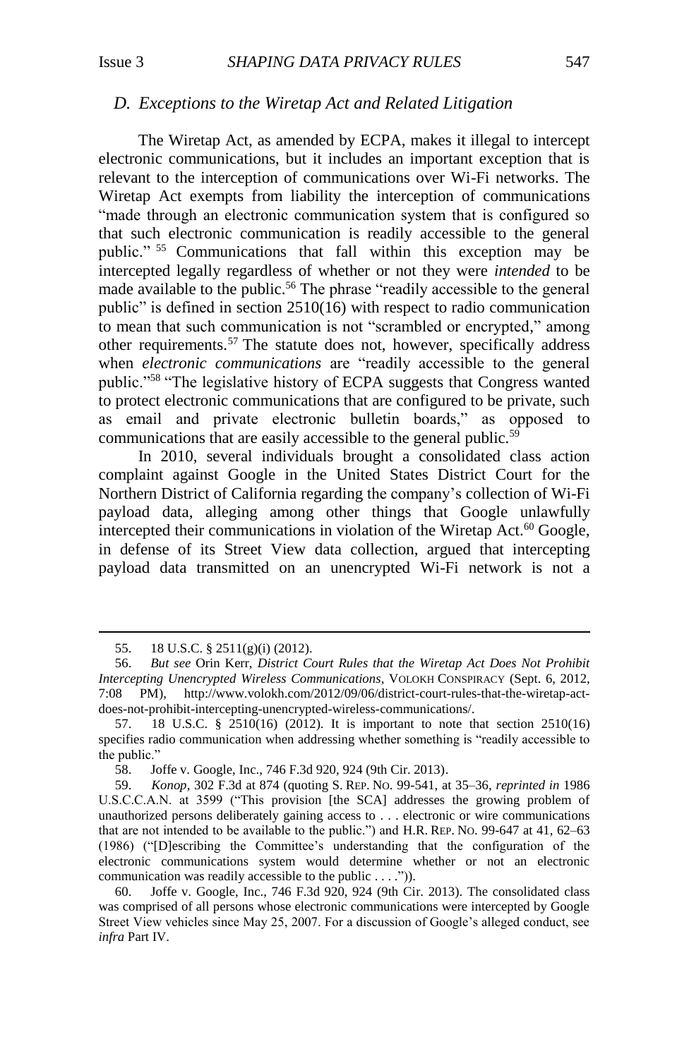### D. Exceptions to the Wiretap Act and Related Litigation

The Wiretap Act, as amended by ECPA, makes it illegal to intercept electronic communications, but it includes an important exception that is relevant to the interception of communications over Wi-Fi networks. The Wiretap Act exempts from liability the interception of communications "made through an electronic communication system that is configured so that such electronic communication is readily accessible to the general public."[55] Communications that fall within this exception may be intercepted legally regardless of whether or not they were *intended* to be made available to the public.[56] The phrase "readily accessible to the general public" is defined in section 2510(16) with respect to radio communication to mean that such communication is not "scrambled or encrypted," among other requirements.[57] The statute does not, however, specifically address when *electronic communications* are "readily accessible to the general public."[58] "The legislative history of ECPA suggests that Congress wanted to protect electronic communications that are configured to be private, such as email and private electronic bulletin boards," as opposed to communications that are easily accessible to the general public.[59]

In 2010, several individuals brought a consolidated class action complaint against Google in the United States District Court for the Northern District of California regarding the company's collection of Wi-Fi payload data, alleging among other things that Google unlawfully intercepted their communications in violation of the Wiretap Act.[60] Google, in defense of its Street View data collection, argued that intercepting payload data transmitted on an unencrypted Wi-Fi network is not a

---

55. 18 U.S.C. § 2511(g)(i) (2012).

56. *But see* Orin Kerr, *District Court Rules that the Wiretap Act Does Not Prohibit Intercepting Unencrypted Wireless Communications*, VOLOKH CONSPIRACY (Sept. 6, 2012, 7:08 PM), http://www.volokh.com/2012/09/06/district-court-rules-that-the-wiretap-act-does-not-prohibit-intercepting-unencrypted-wireless-communications/.

57. 18 U.S.C. § 2510(16) (2012). It is important to note that section 2510(16) specifies radio communication when addressing whether something is "readily accessible to the public."

58. Joffe v. Google, Inc., 746 F.3d 920, 924 (9th Cir. 2013).

59. *Konop*, 302 F.3d at 874 (quoting S. REP. NO. 99-541, at 35–36, *reprinted in* 1986 U.S.C.C.A.N. at 3599 ("This provision [the SCA] addresses the growing problem of unauthorized persons deliberately gaining access to . . . electronic or wire communications that are not intended to be available to the public.") and H.R. REP. NO. 99-647 at 41, 62–63 (1986) ("[D]escribing the Committee's understanding that the configuration of the electronic communications system would determine whether or not an electronic communication was readily accessible to the public . . . .")).

60. Joffe v. Google, Inc., 746 F.3d 920, 924 (9th Cir. 2013). The consolidated class was comprised of all persons whose electronic communications were intercepted by Google Street View vehicles since May 25, 2007. For a discussion of Google's alleged conduct, see *infra* Part IV.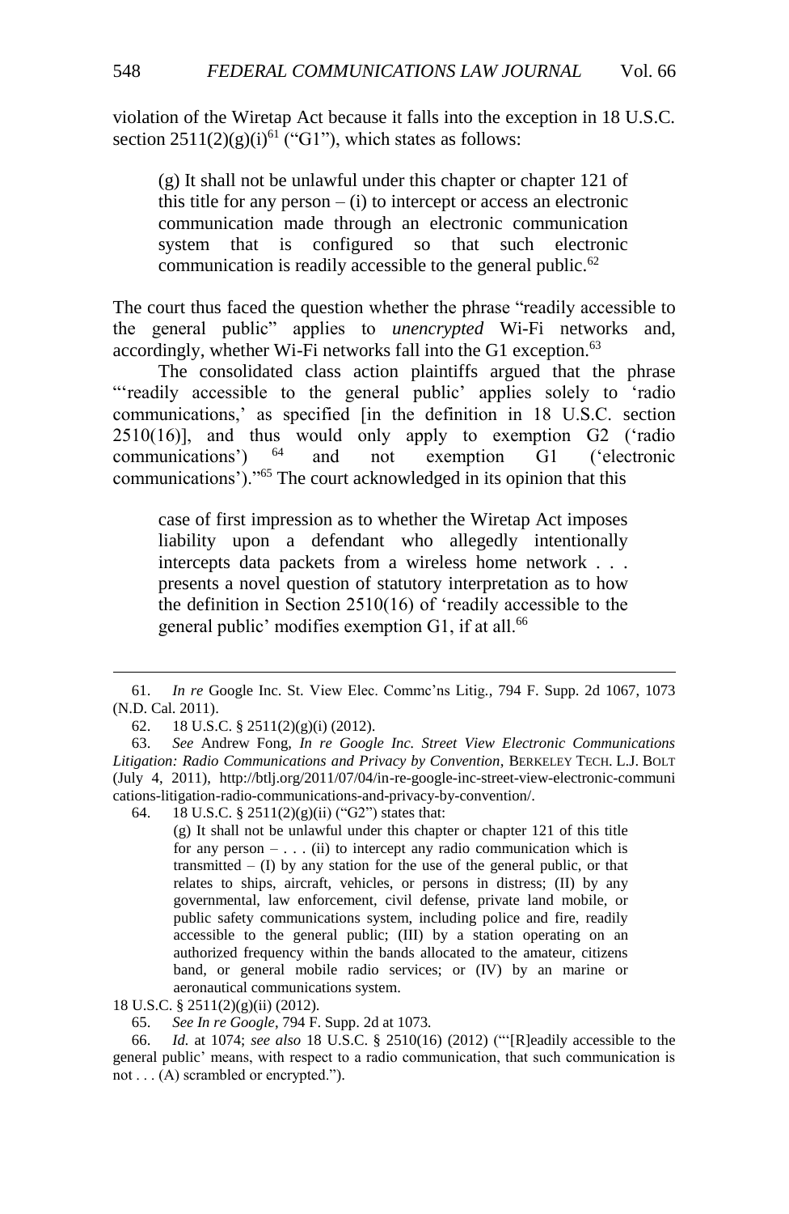violation of the Wiretap Act because it falls into the exception in 18 U.S.C. section 2511(2)(g)(i)[61] ("G1"), which states as follows:

> (g) It shall not be unlawful under this chapter or chapter 121 of this title for any person – (i) to intercept or access an electronic communication made through an electronic communication system that is configured so that such electronic communication is readily accessible to the general public.[62]

The court thus faced the question whether the phrase "readily accessible to the general public" applies to *unencrypted* Wi-Fi networks and, accordingly, whether Wi-Fi networks fall into the G1 exception.[63]

The consolidated class action plaintiffs argued that the phrase "'readily accessible to the general public' applies solely to 'radio communications,' as specified [in the definition in 18 U.S.C. section 2510(16)], and thus would only apply to exemption G2 ('radio communications') [64] and not exemption G1 ('electronic communications')."[65] The court acknowledged in its opinion that this

> case of first impression as to whether the Wiretap Act imposes liability upon a defendant who allegedly intentionally intercepts data packets from a wireless home network . . . presents a novel question of statutory interpretation as to how the definition in Section 2510(16) of 'readily accessible to the general public' modifies exemption G1, if at all.[66]

---

61. *In re* Google Inc. St. View Elec. Commc'ns Litig., 794 F. Supp. 2d 1067, 1073 (N.D. Cal. 2011).

62. 18 U.S.C. § 2511(2)(g)(i) (2012).

63. *See* Andrew Fong, *In re Google Inc. Street View Electronic Communications Litigation: Radio Communications and Privacy by Convention*, BERKELEY TECH. L.J. BOLT (July 4, 2011), http://btlj.org/2011/07/04/in-re-google-inc-street-view-electronic-communications-litigation-radio-communications-and-privacy-by-convention/.

64. 18 U.S.C. § 2511(2)(g)(ii) ("G2") states that:

> (g) It shall not be unlawful under this chapter or chapter 121 of this title for any person – . . . (ii) to intercept any radio communication which is transmitted – (I) by any station for the use of the general public, or that relates to ships, aircraft, vehicles, or persons in distress; (II) by any governmental, law enforcement, civil defense, private land mobile, or public safety communications system, including police and fire, readily accessible to the general public; (III) by a station operating on an authorized frequency within the bands allocated to the amateur, citizens band, or general mobile radio services; or (IV) by an marine or aeronautical communications system.

18 U.S.C. § 2511(2)(g)(ii) (2012).

65. *See In re Google*, 794 F. Supp. 2d at 1073.

66. *Id.* at 1074; *see also* 18 U.S.C. § 2510(16) (2012) ("'[R]eadily accessible to the general public' means, with respect to a radio communication, that such communication is not . . . (A) scrambled or encrypted.").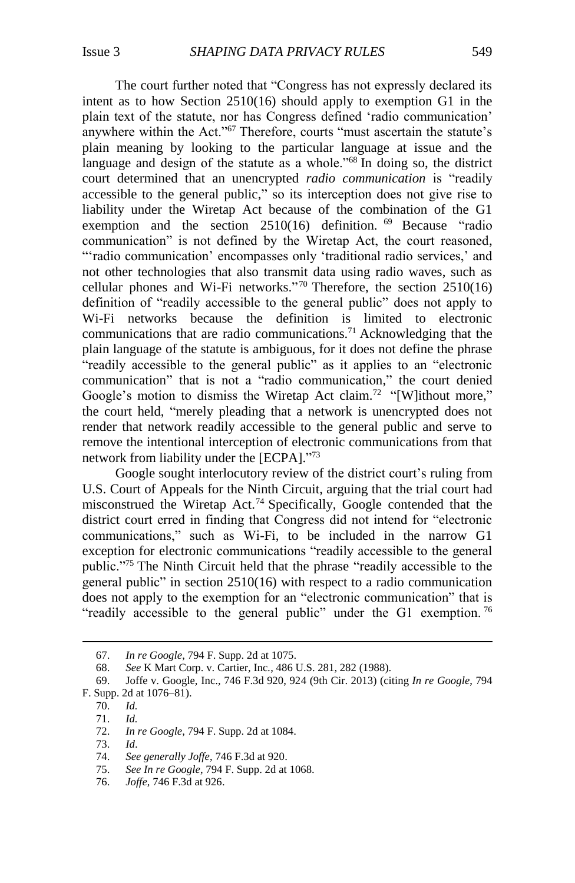The court further noted that "Congress has not expressly declared its intent as to how Section 2510(16) should apply to exemption G1 in the plain text of the statute, nor has Congress defined 'radio communication' anywhere within the Act."[67] Therefore, courts "must ascertain the statute's plain meaning by looking to the particular language at issue and the language and design of the statute as a whole."[68] In doing so, the district court determined that an unencrypted *radio communication* is "readily accessible to the general public," so its interception does not give rise to liability under the Wiretap Act because of the combination of the G1 exemption and the section 2510(16) definition.[69] Because "radio communication" is not defined by the Wiretap Act, the court reasoned, "'radio communication' encompasses only 'traditional radio services,' and not other technologies that also transmit data using radio waves, such as cellular phones and Wi-Fi networks."[70] Therefore, the section 2510(16) definition of "readily accessible to the general public" does not apply to Wi-Fi networks because the definition is limited to electronic communications that are radio communications.[71] Acknowledging that the plain language of the statute is ambiguous, for it does not define the phrase "readily accessible to the general public" as it applies to an "electronic communication" that is not a "radio communication," the court denied Google's motion to dismiss the Wiretap Act claim.[72] "[W]ithout more," the court held, "merely pleading that a network is unencrypted does not render that network readily accessible to the general public and serve to remove the intentional interception of electronic communications from that network from liability under the [ECPA]."[73]

Google sought interlocutory review of the district court's ruling from U.S. Court of Appeals for the Ninth Circuit, arguing that the trial court had misconstrued the Wiretap Act.[74] Specifically, Google contended that the district court erred in finding that Congress did not intend for "electronic communications," such as Wi-Fi, to be included in the narrow G1 exception for electronic communications "readily accessible to the general public."[75] The Ninth Circuit held that the phrase "readily accessible to the general public" in section 2510(16) with respect to a radio communication does not apply to the exemption for an "electronic communication" that is "readily accessible to the general public" under the G1 exemption.[76]

---

67. *In re Google*, 794 F. Supp. 2d at 1075.

68. *See* K Mart Corp. v. Cartier, Inc., 486 U.S. 281, 282 (1988).

69. Joffe v. Google, Inc., 746 F.3d 920, 924 (9th Cir. 2013) (citing *In re Google*, 794 F. Supp. 2d at 1076–81).

70. *Id.*

71. *Id.*

72. *In re Google*, 794 F. Supp. 2d at 1084.

73. *Id*.

74. *See generally Joffe*, 746 F.3d at 920.

75. *See In re Google*, 794 F. Supp. 2d at 1068.

76. *Joffe*, 746 F.3d at 926.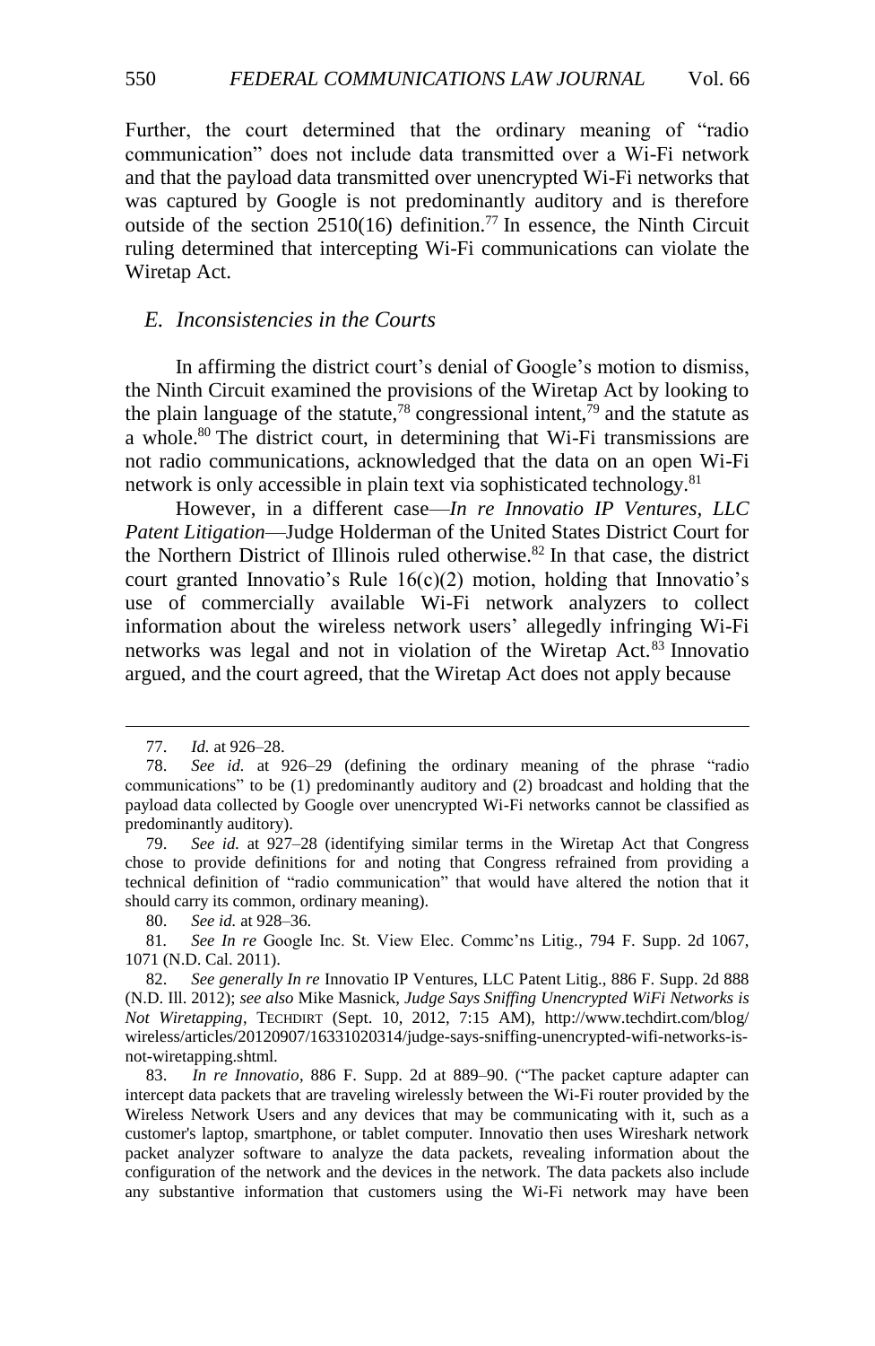Further, the court determined that the ordinary meaning of "radio communication" does not include data transmitted over a Wi-Fi network and that the payload data transmitted over unencrypted Wi-Fi networks that was captured by Google is not predominantly auditory and is therefore outside of the section 2510(16) definition.[77] In essence, the Ninth Circuit ruling determined that intercepting Wi-Fi communications can violate the Wiretap Act.

### *E. Inconsistencies in the Courts*

In affirming the district court's denial of Google's motion to dismiss, the Ninth Circuit examined the provisions of the Wiretap Act by looking to the plain language of the statute,[78] congressional intent,[79] and the statute as a whole.[80] The district court, in determining that Wi-Fi transmissions are not radio communications, acknowledged that the data on an open Wi-Fi network is only accessible in plain text via sophisticated technology.[81]

However, in a different case—*In re Innovatio IP Ventures, LLC Patent Litigation*—Judge Holderman of the United States District Court for the Northern District of Illinois ruled otherwise.[82] In that case, the district court granted Innovatio's Rule 16(c)(2) motion, holding that Innovatio's use of commercially available Wi-Fi network analyzers to collect information about the wireless network users' allegedly infringing Wi-Fi networks was legal and not in violation of the Wiretap Act.[83] Innovatio argued, and the court agreed, that the Wiretap Act does not apply because

---

77. *Id.* at 926–28.

78. *See id.* at 926–29 (defining the ordinary meaning of the phrase "radio communications" to be (1) predominantly auditory and (2) broadcast and holding that the payload data collected by Google over unencrypted Wi-Fi networks cannot be classified as predominantly auditory).

79. *See id.* at 927–28 (identifying similar terms in the Wiretap Act that Congress chose to provide definitions for and noting that Congress refrained from providing a technical definition of "radio communication" that would have altered the notion that it should carry its common, ordinary meaning).

80. *See id.* at 928–36.

81. *See In re* Google Inc. St. View Elec. Commc'ns Litig., 794 F. Supp. 2d 1067, 1071 (N.D. Cal. 2011).

82. *See generally In re* Innovatio IP Ventures, LLC Patent Litig., 886 F. Supp. 2d 888 (N.D. Ill. 2012); *see also* Mike Masnick, *Judge Says Sniffing Unencrypted WiFi Networks is Not Wiretapping*, TECHDIRT (Sept. 10, 2012, 7:15 AM), http://www.techdirt.com/blog/wireless/articles/20120907/16331020314/judge-says-sniffing-unencrypted-wifi-networks-is-not-wiretapping.shtml.

83. *In re Innovatio*, 886 F. Supp. 2d at 889–90. ("The packet capture adapter can intercept data packets that are traveling wirelessly between the Wi-Fi router provided by the Wireless Network Users and any devices that may be communicating with it, such as a customer's laptop, smartphone, or tablet computer. Innovatio then uses Wireshark network packet analyzer software to analyze the data packets, revealing information about the configuration of the network and the devices in the network. The data packets also include any substantive information that customers using the Wi-Fi network may have been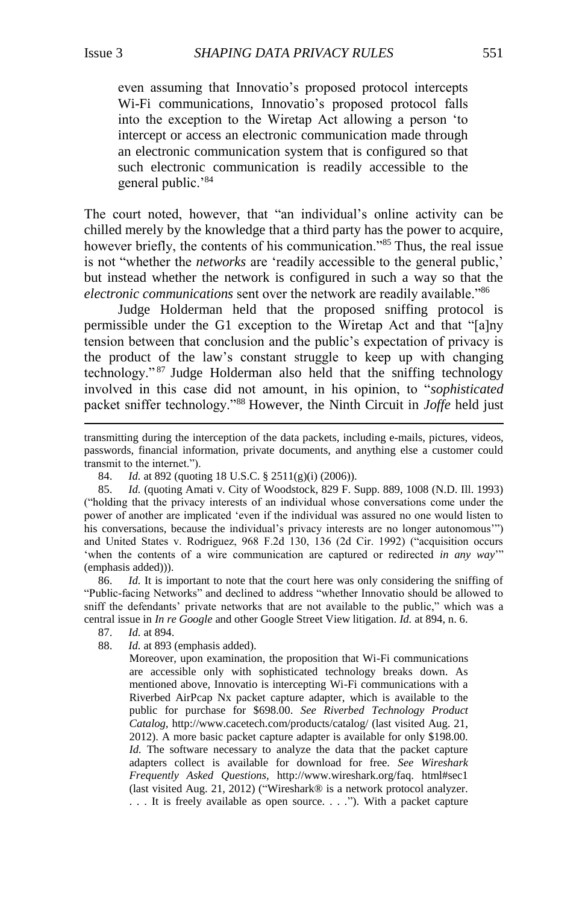> even assuming that Innovatio's proposed protocol intercepts Wi-Fi communications, Innovatio's proposed protocol falls into the exception to the Wiretap Act allowing a person 'to intercept or access an electronic communication made through an electronic communication system that is configured so that such electronic communication is readily accessible to the general public.'[84]

The court noted, however, that "an individual's online activity can be chilled merely by the knowledge that a third party has the power to acquire, however briefly, the contents of his communication."[85] Thus, the real issue is not "whether the *networks* are 'readily accessible to the general public,' but instead whether the network is configured in such a way so that the *electronic communications* sent over the network are readily available."[86]

Judge Holderman held that the proposed sniffing protocol is permissible under the G1 exception to the Wiretap Act and that "[a]ny tension between that conclusion and the public's expectation of privacy is the product of the law's constant struggle to keep up with changing technology."[87] Judge Holderman also held that the sniffing technology involved in this case did not amount, in his opinion, to "*sophisticated* packet sniffer technology."[88] However, the Ninth Circuit in *Joffe* held just

---

transmitting during the interception of the data packets, including e-mails, pictures, videos, passwords, financial information, private documents, and anything else a customer could transmit to the internet.").

84. *Id.* at 892 (quoting 18 U.S.C. § 2511(g)(i) (2006)).

85. *Id.* (quoting Amati v. City of Woodstock, 829 F. Supp. 889, 1008 (N.D. Ill. 1993) ("holding that the privacy interests of an individual whose conversations come under the power of another are implicated 'even if the individual was assured no one would listen to his conversations, because the individual's privacy interests are no longer autonomous'") and United States v. Rodriguez, 968 F.2d 130, 136 (2d Cir. 1992) ("acquisition occurs 'when the contents of a wire communication are captured or redirected *in any way*'" (emphasis added))).

86. *Id.* It is important to note that the court here was only considering the sniffing of "Public-facing Networks" and declined to address "whether Innovatio should be allowed to sniff the defendants' private networks that are not available to the public," which was a central issue in *In re Google* and other Google Street View litigation. *Id.* at 894, n. 6.

87. *Id.* at 894.

88. *Id.* at 893 (emphasis added).

> Moreover, upon examination, the proposition that Wi-Fi communications are accessible only with sophisticated technology breaks down. As mentioned above, Innovatio is intercepting Wi-Fi communications with a Riverbed AirPcap Nx packet capture adapter, which is available to the public for purchase for $698.00. *See Riverbed Technology Product Catalog*, http://www.cacetech.com/products/catalog/ (last visited Aug. 21, 2012). A more basic packet capture adapter is available for only $198.00. *Id.* The software necessary to analyze the data that the packet capture adapters collect is available for download for free. *See Wireshark Frequently Asked Questions*, http://www.wireshark.org/faq. html#sec1 (last visited Aug. 21, 2012) ("Wireshark® is a network protocol analyzer. . . . It is freely available as open source. . . ."). With a packet capture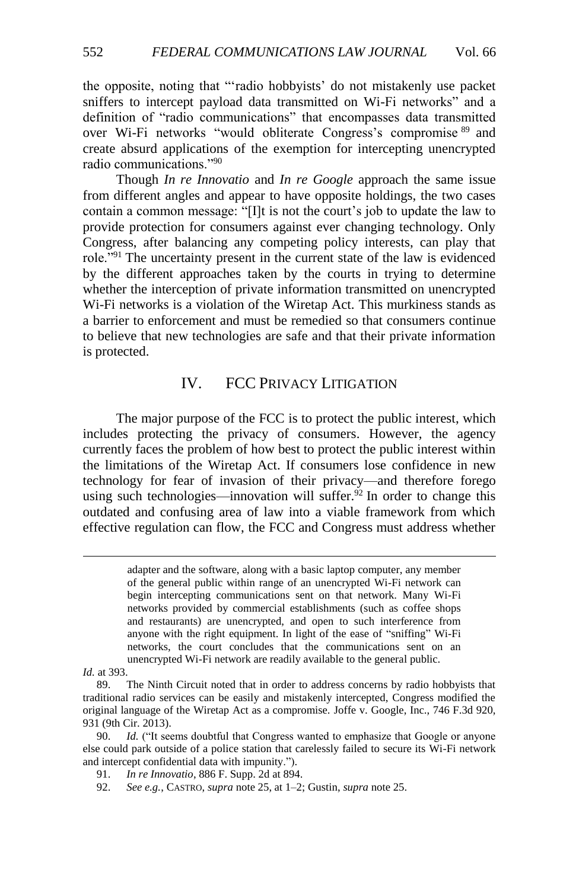the opposite, noting that "'radio hobbyists' do not mistakenly use packet sniffers to intercept payload data transmitted on Wi-Fi networks" and a definition of "radio communications" that encompasses data transmitted over Wi-Fi networks "would obliterate Congress's compromise [89] and create absurd applications of the exemption for intercepting unencrypted radio communications."[90]

Though *In re Innovatio* and *In re Google* approach the same issue from different angles and appear to have opposite holdings, the two cases contain a common message: "[I]t is not the court's job to update the law to provide protection for consumers against ever changing technology. Only Congress, after balancing any competing policy interests, can play that role."[91] The uncertainty present in the current state of the law is evidenced by the different approaches taken by the courts in trying to determine whether the interception of private information transmitted on unencrypted Wi-Fi networks is a violation of the Wiretap Act. This murkiness stands as a barrier to enforcement and must be remedied so that consumers continue to believe that new technologies are safe and that their private information is protected.

## IV. FCC Privacy Litigation

The major purpose of the FCC is to protect the public interest, which includes protecting the privacy of consumers. However, the agency currently faces the problem of how best to protect the public interest within the limitations of the Wiretap Act. If consumers lose confidence in new technology for fear of invasion of their privacy—and therefore forego using such technologies—innovation will suffer.[92] In order to change this outdated and confusing area of law into a viable framework from which effective regulation can flow, the FCC and Congress must address whether

> adapter and the software, along with a basic laptop computer, any member of the general public within range of an unencrypted Wi-Fi network can begin intercepting communications sent on that network. Many Wi-Fi networks provided by commercial establishments (such as coffee shops and restaurants) are unencrypted, and open to such interference from anyone with the right equipment. In light of the ease of "sniffing" Wi-Fi networks, the court concludes that the communications sent on an unencrypted Wi-Fi network are readily available to the general public.

*Id.* at 393.

89. The Ninth Circuit noted that in order to address concerns by radio hobbyists that traditional radio services can be easily and mistakenly intercepted, Congress modified the original language of the Wiretap Act as a compromise. Joffe v. Google, Inc., 746 F.3d 920, 931 (9th Cir. 2013).

90. *Id.* ("It seems doubtful that Congress wanted to emphasize that Google or anyone else could park outside of a police station that carelessly failed to secure its Wi-Fi network and intercept confidential data with impunity.").

91. *In re Innovatio*, 886 F. Supp. 2d at 894.

92. *See e.g.*, Castro, *supra* note 25, at 1–2; Gustin, *supra* note 25.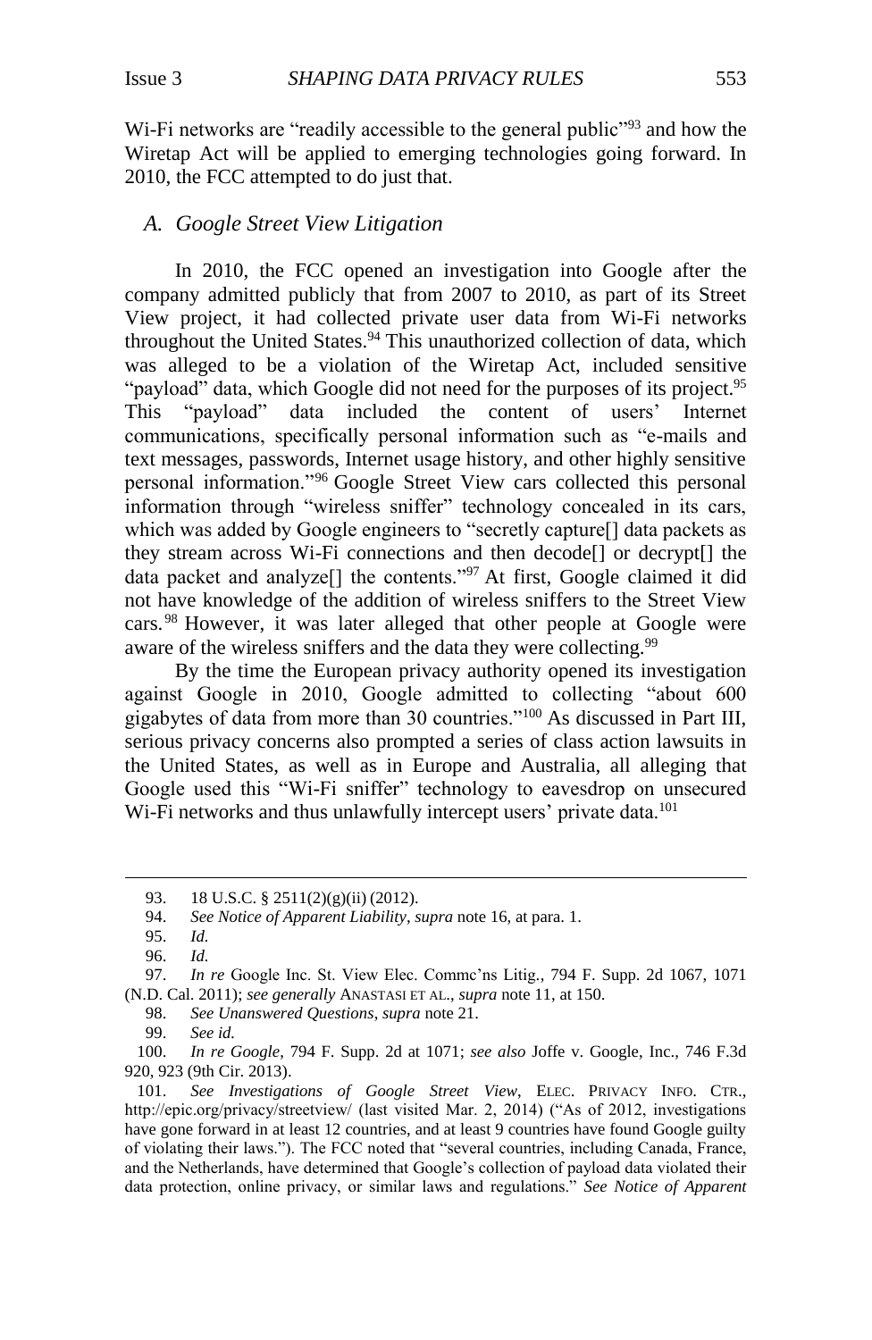Wi-Fi networks are "readily accessible to the general public"[93] and how the Wiretap Act will be applied to emerging technologies going forward. In 2010, the FCC attempted to do just that.

### *A. Google Street View Litigation*

In 2010, the FCC opened an investigation into Google after the company admitted publicly that from 2007 to 2010, as part of its Street View project, it had collected private user data from Wi-Fi networks throughout the United States.[94] This unauthorized collection of data, which was alleged to be a violation of the Wiretap Act, included sensitive "payload" data, which Google did not need for the purposes of its project.[95] This "payload" data included the content of users' Internet communications, specifically personal information such as "e-mails and text messages, passwords, Internet usage history, and other highly sensitive personal information."[96] Google Street View cars collected this personal information through "wireless sniffer" technology concealed in its cars, which was added by Google engineers to "secretly capture[] data packets as they stream across Wi-Fi connections and then decode[] or decrypt[] the data packet and analyze[] the contents."[97] At first, Google claimed it did not have knowledge of the addition of wireless sniffers to the Street View cars.[98] However, it was later alleged that other people at Google were aware of the wireless sniffers and the data they were collecting.[99]

By the time the European privacy authority opened its investigation against Google in 2010, Google admitted to collecting "about 600 gigabytes of data from more than 30 countries."[100] As discussed in Part III, serious privacy concerns also prompted a series of class action lawsuits in the United States, as well as in Europe and Australia, all alleging that Google used this "Wi-Fi sniffer" technology to eavesdrop on unsecured Wi-Fi networks and thus unlawfully intercept users' private data.[101]

---

93. 18 U.S.C. § 2511(2)(g)(ii) (2012).

94. *See Notice of Apparent Liability*, *supra* note 16, at para. 1.

95. *Id.*

96. *Id.*

97. *In re* Google Inc. St. View Elec. Commc'ns Litig., 794 F. Supp. 2d 1067, 1071 (N.D. Cal. 2011); *see generally* ANASTASI ET AL., *supra* note 11, at 150.

98. *See Unanswered Questions*, *supra* note 21.

99. *See id.*

100. *In re Google*, 794 F. Supp. 2d at 1071; *see also* Joffe v. Google, Inc., 746 F.3d 920, 923 (9th Cir. 2013).

101. *See Investigations of Google Street View*, ELEC. PRIVACY INFO. CTR., http://epic.org/privacy/streetview/ (last visited Mar. 2, 2014) ("As of 2012, investigations have gone forward in at least 12 countries, and at least 9 countries have found Google guilty of violating their laws."). The FCC noted that "several countries, including Canada, France, and the Netherlands, have determined that Google's collection of payload data violated their data protection, online privacy, or similar laws and regulations." *See Notice of Apparent*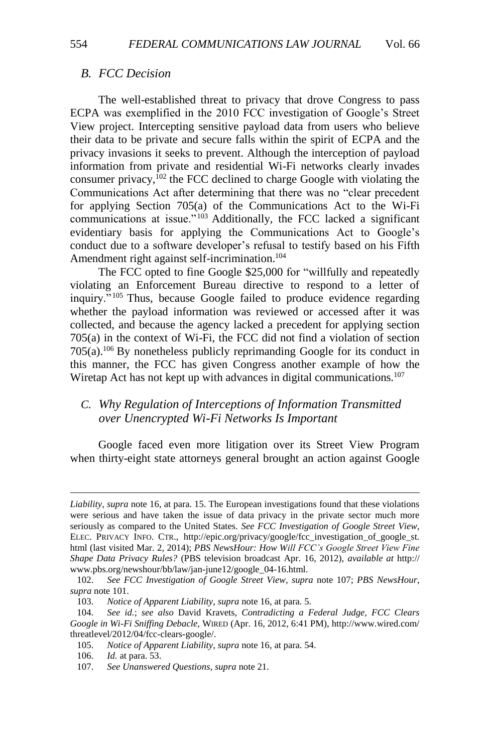### B. FCC Decision

The well-established threat to privacy that drove Congress to pass ECPA was exemplified in the 2010 FCC investigation of Google's Street View project. Intercepting sensitive payload data from users who believe their data to be private and secure falls within the spirit of ECPA and the privacy invasions it seeks to prevent. Although the interception of payload information from private and residential Wi-Fi networks clearly invades consumer privacy,[102] the FCC declined to charge Google with violating the Communications Act after determining that there was no "clear precedent for applying Section 705(a) of the Communications Act to the Wi-Fi communications at issue."[103] Additionally, the FCC lacked a significant evidentiary basis for applying the Communications Act to Google's conduct due to a software developer's refusal to testify based on his Fifth Amendment right against self-incrimination.[104]

The FCC opted to fine Google $25,000 for "willfully and repeatedly violating an Enforcement Bureau directive to respond to a letter of inquiry."[105] Thus, because Google failed to produce evidence regarding whether the payload information was reviewed or accessed after it was collected, and because the agency lacked a precedent for applying section 705(a) in the context of Wi-Fi, the FCC did not find a violation of section 705(a).[106] By nonetheless publicly reprimanding Google for its conduct in this manner, the FCC has given Congress another example of how the Wiretap Act has not kept up with advances in digital communications.[107]

### C. Why Regulation of Interceptions of Information Transmitted over Unencrypted Wi-Fi Networks Is Important

Google faced even more litigation over its Street View Program when thirty-eight state attorneys general brought an action against Google

---

*Liability*, *supra* note 16, at para. 15. The European investigations found that these violations were serious and have taken the issue of data privacy in the private sector much more seriously as compared to the United States. *See FCC Investigation of Google Street View*, ELEC. PRIVACY INFO. CTR., http://epic.org/privacy/google/fcc_investigation_of_google_st.html (last visited Mar. 2, 2014); *PBS NewsHour: How Will FCC's Google Street View Fine Shape Data Privacy Rules?* (PBS television broadcast Apr. 16, 2012), *available at* http://www.pbs.org/newshour/bb/law/jan-june12/google_04-16.html.

102. *See FCC Investigation of Google Street View*, *supra* note 107; *PBS NewsHour*, *supra* note 101.

103. *Notice of Apparent Liability*, *supra* note 16, at para. 5.

104. *See id.*; *see also* David Kravets, *Contradicting a Federal Judge, FCC Clears Google in Wi-Fi Sniffing Debacle*, WIRED (Apr. 16, 2012, 6:41 PM), http://www.wired.com/threatlevel/2012/04/fcc-clears-google/.

105. *Notice of Apparent Liability*, *supra* note 16, at para. 54.

106. *Id.* at para. 53.

107. *See Unanswered Questions*, *supra* note 21.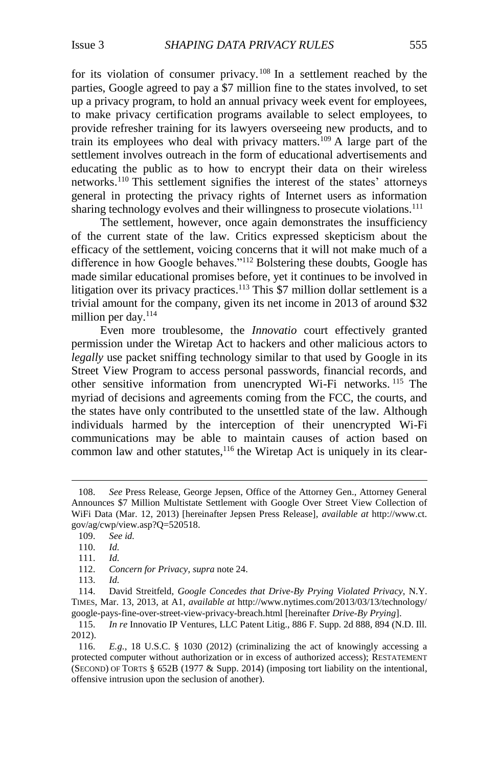for its violation of consumer privacy.[108] In a settlement reached by the parties, Google agreed to pay a $7 million fine to the states involved, to set up a privacy program, to hold an annual privacy week event for employees, to make privacy certification programs available to select employees, to provide refresher training for its lawyers overseeing new products, and to train its employees who deal with privacy matters.[109] A large part of the settlement involves outreach in the form of educational advertisements and educating the public as to how to encrypt their data on their wireless networks.[110] This settlement signifies the interest of the states' attorneys general in protecting the privacy rights of Internet users as information sharing technology evolves and their willingness to prosecute violations.[111]

The settlement, however, once again demonstrates the insufficiency of the current state of the law. Critics expressed skepticism about the efficacy of the settlement, voicing concerns that it will not make much of a difference in how Google behaves."[112] Bolstering these doubts, Google has made similar educational promises before, yet it continues to be involved in litigation over its privacy practices.[113] This $7 million dollar settlement is a trivial amount for the company, given its net income in 2013 of around $32 million per day.[114]

Even more troublesome, the *Innovatio* court effectively granted permission under the Wiretap Act to hackers and other malicious actors to *legally* use packet sniffing technology similar to that used by Google in its Street View Program to access personal passwords, financial records, and other sensitive information from unencrypted Wi-Fi networks.[115] The myriad of decisions and agreements coming from the FCC, the courts, and the states have only contributed to the unsettled state of the law. Although individuals harmed by the interception of their unencrypted Wi-Fi communications may be able to maintain causes of action based on common law and other statutes,[116] the Wiretap Act is uniquely in its clear-

---

108. *See* Press Release, George Jepsen, Office of the Attorney Gen., Attorney General Announces $7 Million Multistate Settlement with Google Over Street View Collection of WiFi Data (Mar. 12, 2013) [hereinafter Jepsen Press Release], *available at* http://www.ct.gov/ag/cwp/view.asp?Q=520518.

109. *See id.*

110. *Id.*

111. *Id.*

112. *Concern for Privacy*, *supra* note 24.

113. *Id.*

114. David Streitfeld, *Google Concedes that Drive-By Prying Violated Privacy*, N.Y. TIMES, Mar. 13, 2013, at A1, *available at* http://www.nytimes.com/2013/03/13/technology/google-pays-fine-over-street-view-privacy-breach.html [hereinafter *Drive-By Prying*].

115. *In re* Innovatio IP Ventures, LLC Patent Litig., 886 F. Supp. 2d 888, 894 (N.D. Ill. 2012).

116. *E.g.*, 18 U.S.C. § 1030 (2012) (criminalizing the act of knowingly accessing a protected computer without authorization or in excess of authorized access); RESTATEMENT (SECOND) OF TORTS § 652B (1977 & Supp. 2014) (imposing tort liability on the intentional, offensive intrusion upon the seclusion of another).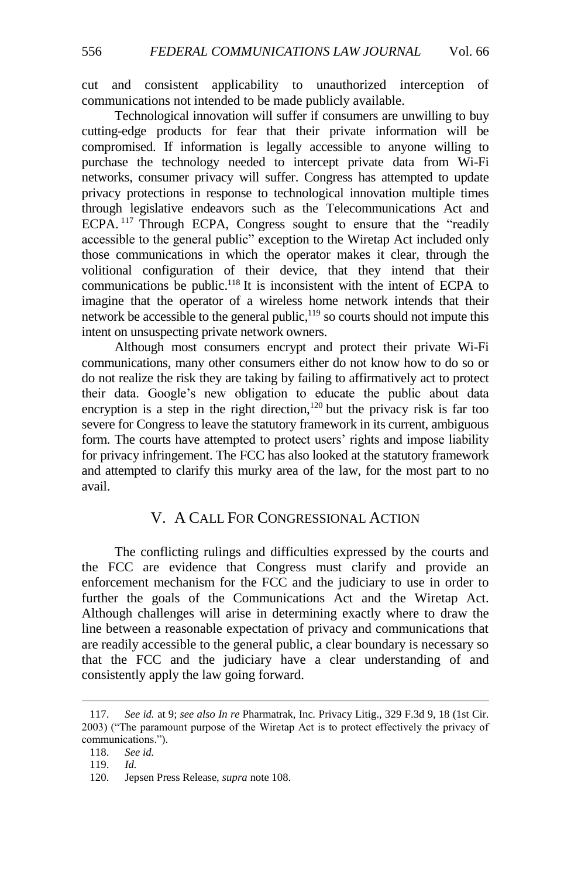cut and consistent applicability to unauthorized interception of communications not intended to be made publicly available.

Technological innovation will suffer if consumers are unwilling to buy cutting-edge products for fear that their private information will be compromised. If information is legally accessible to anyone willing to purchase the technology needed to intercept private data from Wi-Fi networks, consumer privacy will suffer. Congress has attempted to update privacy protections in response to technological innovation multiple times through legislative endeavors such as the Telecommunications Act and ECPA.[117] Through ECPA, Congress sought to ensure that the "readily accessible to the general public" exception to the Wiretap Act included only those communications in which the operator makes it clear, through the volitional configuration of their device, that they intend that their communications be public.[118] It is inconsistent with the intent of ECPA to imagine that the operator of a wireless home network intends that their network be accessible to the general public,[119] so courts should not impute this intent on unsuspecting private network owners.

Although most consumers encrypt and protect their private Wi-Fi communications, many other consumers either do not know how to do so or do not realize the risk they are taking by failing to affirmatively act to protect their data. Google's new obligation to educate the public about data encryption is a step in the right direction,[120] but the privacy risk is far too severe for Congress to leave the statutory framework in its current, ambiguous form. The courts have attempted to protect users' rights and impose liability for privacy infringement. The FCC has also looked at the statutory framework and attempted to clarify this murky area of the law, for the most part to no avail.

## V. A Call For Congressional Action

The conflicting rulings and difficulties expressed by the courts and the FCC are evidence that Congress must clarify and provide an enforcement mechanism for the FCC and the judiciary to use in order to further the goals of the Communications Act and the Wiretap Act. Although challenges will arise in determining exactly where to draw the line between a reasonable expectation of privacy and communications that are readily accessible to the general public, a clear boundary is necessary so that the FCC and the judiciary have a clear understanding of and consistently apply the law going forward.

---

117. *See id.* at 9; *see also In re* Pharmatrak, Inc. Privacy Litig., 329 F.3d 9, 18 (1st Cir. 2003) ("The paramount purpose of the Wiretap Act is to protect effectively the privacy of communications.").

118. *See id.*

119. *Id.*

120. Jepsen Press Release, *supra* note 108.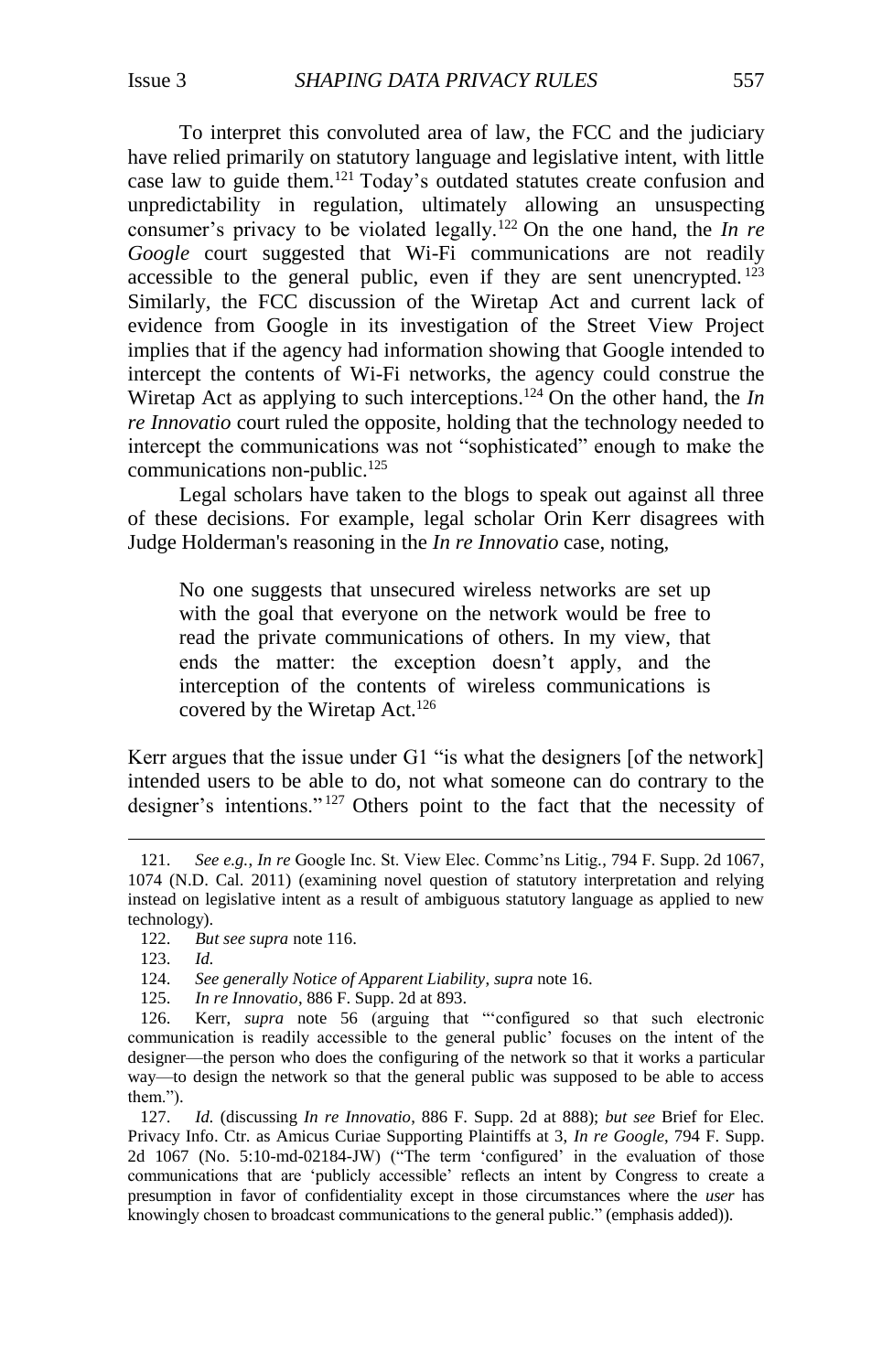To interpret this convoluted area of law, the FCC and the judiciary have relied primarily on statutory language and legislative intent, with little case law to guide them.[121] Today's outdated statutes create confusion and unpredictability in regulation, ultimately allowing an unsuspecting consumer's privacy to be violated legally.[122] On the one hand, the *In re Google* court suggested that Wi-Fi communications are not readily accessible to the general public, even if they are sent unencrypted.[123] Similarly, the FCC discussion of the Wiretap Act and current lack of evidence from Google in its investigation of the Street View Project implies that if the agency had information showing that Google intended to intercept the contents of Wi-Fi networks, the agency could construe the Wiretap Act as applying to such interceptions.[124] On the other hand, the *In re Innovatio* court ruled the opposite, holding that the technology needed to intercept the communications was not "sophisticated" enough to make the communications non-public.[125]

Legal scholars have taken to the blogs to speak out against all three of these decisions. For example, legal scholar Orin Kerr disagrees with Judge Holderman's reasoning in the *In re Innovatio* case, noting,

> No one suggests that unsecured wireless networks are set up with the goal that everyone on the network would be free to read the private communications of others. In my view, that ends the matter: the exception doesn't apply, and the interception of the contents of wireless communications is covered by the Wiretap Act.[126]

Kerr argues that the issue under G1 "is what the designers [of the network] intended users to be able to do, not what someone can do contrary to the designer's intentions."[127] Others point to the fact that the necessity of

---

121. *See e.g.*, *In re* Google Inc. St. View Elec. Commc'ns Litig., 794 F. Supp. 2d 1067, 1074 (N.D. Cal. 2011) (examining novel question of statutory interpretation and relying instead on legislative intent as a result of ambiguous statutory language as applied to new technology).

122. *But see supra* note 116.

123. *Id.*

124. *See generally Notice of Apparent Liability*, *supra* note 16.

125. *In re Innovatio*, 886 F. Supp. 2d at 893.

126. Kerr, *supra* note 56 (arguing that "'configured so that such electronic communication is readily accessible to the general public' focuses on the intent of the designer—the person who does the configuring of the network so that it works a particular way—to design the network so that the general public was supposed to be able to access them.").

127. *Id.* (discussing *In re Innovatio*, 886 F. Supp. 2d at 888); *but see* Brief for Elec. Privacy Info. Ctr. as Amicus Curiae Supporting Plaintiffs at 3, *In re Google*, 794 F. Supp. 2d 1067 (No. 5:10-md-02184-JW) ("The term 'configured' in the evaluation of those communications that are 'publicly accessible' reflects an intent by Congress to create a presumption in favor of confidentiality except in those circumstances where the *user* has knowingly chosen to broadcast communications to the general public." (emphasis added)).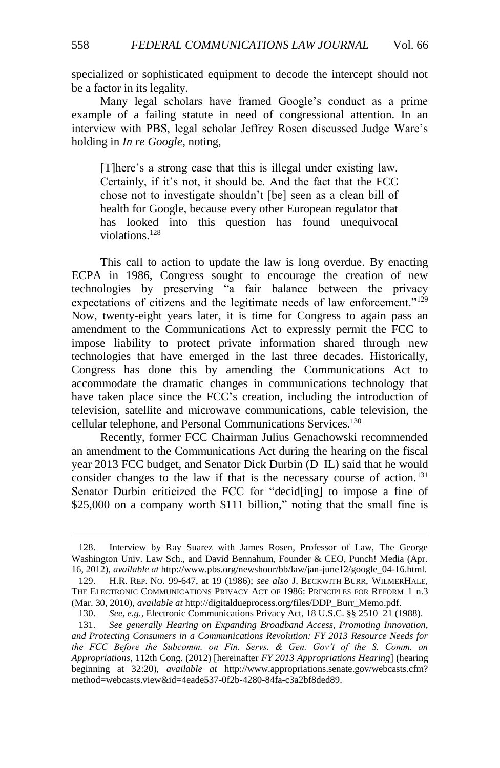specialized or sophisticated equipment to decode the intercept should not be a factor in its legality.

Many legal scholars have framed Google's conduct as a prime example of a failing statute in need of congressional attention. In an interview with PBS, legal scholar Jeffrey Rosen discussed Judge Ware's holding in *In re Google*, noting,

> [T]here's a strong case that this is illegal under existing law. Certainly, if it's not, it should be. And the fact that the FCC chose not to investigate shouldn't [be] seen as a clean bill of health for Google, because every other European regulator that has looked into this question has found unequivocal violations.[128]

This call to action to update the law is long overdue. By enacting ECPA in 1986, Congress sought to encourage the creation of new technologies by preserving "a fair balance between the privacy expectations of citizens and the legitimate needs of law enforcement."[129] Now, twenty-eight years later, it is time for Congress to again pass an amendment to the Communications Act to expressly permit the FCC to impose liability to protect private information shared through new technologies that have emerged in the last three decades. Historically, Congress has done this by amending the Communications Act to accommodate the dramatic changes in communications technology that have taken place since the FCC's creation, including the introduction of television, satellite and microwave communications, cable television, the cellular telephone, and Personal Communications Services.[130]

Recently, former FCC Chairman Julius Genachowski recommended an amendment to the Communications Act during the hearing on the fiscal year 2013 FCC budget, and Senator Dick Durbin (D–IL) said that he would consider changes to the law if that is the necessary course of action.[131] Senator Durbin criticized the FCC for "decid[ing] to impose a fine of $25,000 on a company worth $111 billion," noting that the small fine is

---

128. Interview by Ray Suarez with James Rosen, Professor of Law, The George Washington Univ. Law Sch., and David Bennahum, Founder & CEO, Punch! Media (Apr. 16, 2012), *available at* http://www.pbs.org/newshour/bb/law/jan-june12/google_04-16.html.

129. H.R. REP. NO. 99-647, at 19 (1986); *see also* J. BECKWITH BURR, WILMERHALE, THE ELECTRONIC COMMUNICATIONS PRIVACY ACT OF 1986: PRINCIPLES FOR REFORM 1 n.3 (Mar. 30, 2010), *available at* http://digitaldueprocess.org/files/DDP_Burr_Memo.pdf.

130. *See, e.g.*, Electronic Communications Privacy Act, 18 U.S.C. §§ 2510–21 (1988).

131. *See generally Hearing on Expanding Broadband Access, Promoting Innovation, and Protecting Consumers in a Communications Revolution: FY 2013 Resource Needs for the FCC Before the Subcomm. on Fin. Servs. & Gen. Gov't of the S. Comm. on Appropriations*, 112th Cong. (2012) [hereinafter *FY 2013 Appropriations Hearing*] (hearing beginning at 32:20), *available at* http://www.appropriations.senate.gov/webcasts.cfm?method=webcasts.view&id=4eade537-0f2b-4280-84fa-c3a2bf8ded89.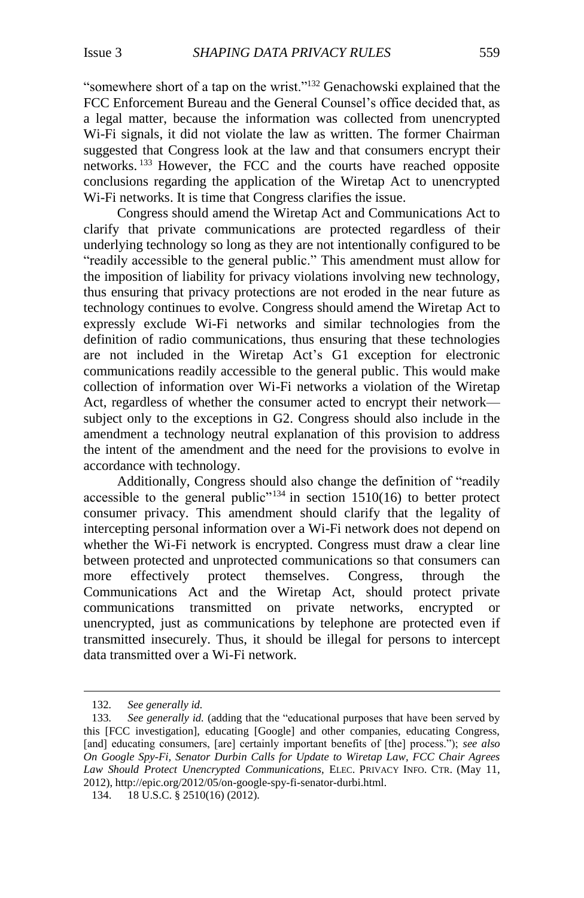"somewhere short of a tap on the wrist."[132] Genachowski explained that the FCC Enforcement Bureau and the General Counsel's office decided that, as a legal matter, because the information was collected from unencrypted Wi-Fi signals, it did not violate the law as written. The former Chairman suggested that Congress look at the law and that consumers encrypt their networks.[133] However, the FCC and the courts have reached opposite conclusions regarding the application of the Wiretap Act to unencrypted Wi-Fi networks. It is time that Congress clarifies the issue.

Congress should amend the Wiretap Act and Communications Act to clarify that private communications are protected regardless of their underlying technology so long as they are not intentionally configured to be "readily accessible to the general public." This amendment must allow for the imposition of liability for privacy violations involving new technology, thus ensuring that privacy protections are not eroded in the near future as technology continues to evolve. Congress should amend the Wiretap Act to expressly exclude Wi-Fi networks and similar technologies from the definition of radio communications, thus ensuring that these technologies are not included in the Wiretap Act's G1 exception for electronic communications readily accessible to the general public. This would make collection of information over Wi-Fi networks a violation of the Wiretap Act, regardless of whether the consumer acted to encrypt their network—subject only to the exceptions in G2. Congress should also include in the amendment a technology neutral explanation of this provision to address the intent of the amendment and the need for the provisions to evolve in accordance with technology.

Additionally, Congress should also change the definition of "readily accessible to the general public"[134] in section 1510(16) to better protect consumer privacy. This amendment should clarify that the legality of intercepting personal information over a Wi-Fi network does not depend on whether the Wi-Fi network is encrypted. Congress must draw a clear line between protected and unprotected communications so that consumers can more effectively protect themselves. Congress, through the Communications Act and the Wiretap Act, should protect private communications transmitted on private networks, encrypted or unencrypted, just as communications by telephone are protected even if transmitted insecurely. Thus, it should be illegal for persons to intercept data transmitted over a Wi-Fi network.

---

132. *See generally id.*

133. *See generally id.* (adding that the "educational purposes that have been served by this [FCC investigation], educating [Google] and other companies, educating Congress, [and] educating consumers, [are] certainly important benefits of [the] process."); *see also On Google Spy-Fi, Senator Durbin Calls for Update to Wiretap Law, FCC Chair Agrees Law Should Protect Unencrypted Communications*, ELEC. PRIVACY INFO. CTR. (May 11, 2012), http://epic.org/2012/05/on-google-spy-fi-senator-durbi.html.

134. 18 U.S.C. § 2510(16) (2012).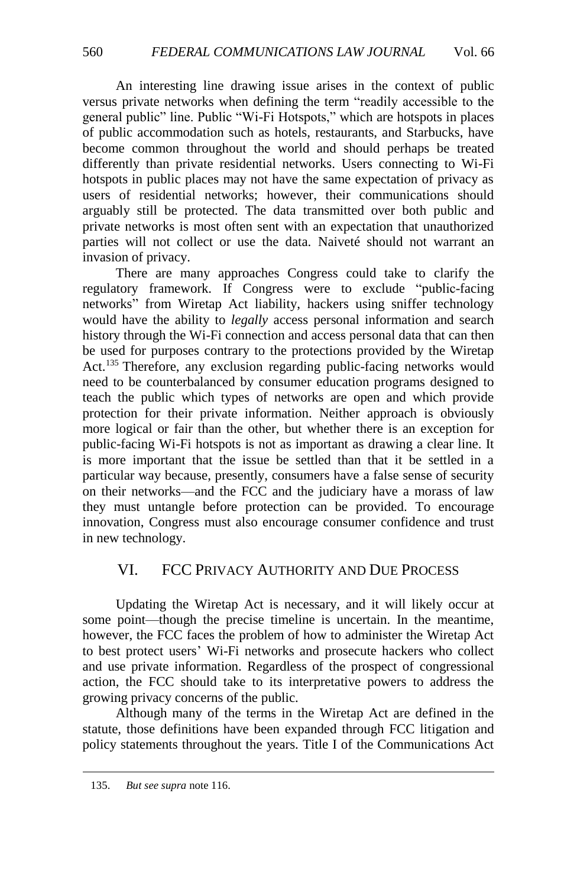An interesting line drawing issue arises in the context of public versus private networks when defining the term "readily accessible to the general public" line. Public "Wi-Fi Hotspots," which are hotspots in places of public accommodation such as hotels, restaurants, and Starbucks, have become common throughout the world and should perhaps be treated differently than private residential networks. Users connecting to Wi-Fi hotspots in public places may not have the same expectation of privacy as users of residential networks; however, their communications should arguably still be protected. The data transmitted over both public and private networks is most often sent with an expectation that unauthorized parties will not collect or use the data. Naiveté should not warrant an invasion of privacy.

There are many approaches Congress could take to clarify the regulatory framework. If Congress were to exclude "public-facing networks" from Wiretap Act liability, hackers using sniffer technology would have the ability to *legally* access personal information and search history through the Wi-Fi connection and access personal data that can then be used for purposes contrary to the protections provided by the Wiretap Act.[135] Therefore, any exclusion regarding public-facing networks would need to be counterbalanced by consumer education programs designed to teach the public which types of networks are open and which provide protection for their private information. Neither approach is obviously more logical or fair than the other, but whether there is an exception for public-facing Wi-Fi hotspots is not as important as drawing a clear line. It is more important that the issue be settled than that it be settled in a particular way because, presently, consumers have a false sense of security on their networks—and the FCC and the judiciary have a morass of law they must untangle before protection can be provided. To encourage innovation, Congress must also encourage consumer confidence and trust in new technology.

## VI. FCC Privacy Authority and Due Process

Updating the Wiretap Act is necessary, and it will likely occur at some point—though the precise timeline is uncertain. In the meantime, however, the FCC faces the problem of how to administer the Wiretap Act to best protect users' Wi-Fi networks and prosecute hackers who collect and use private information. Regardless of the prospect of congressional action, the FCC should take to its interpretative powers to address the growing privacy concerns of the public.

Although many of the terms in the Wiretap Act are defined in the statute, those definitions have been expanded through FCC litigation and policy statements throughout the years. Title I of the Communications Act

---

135. *But see supra* note 116.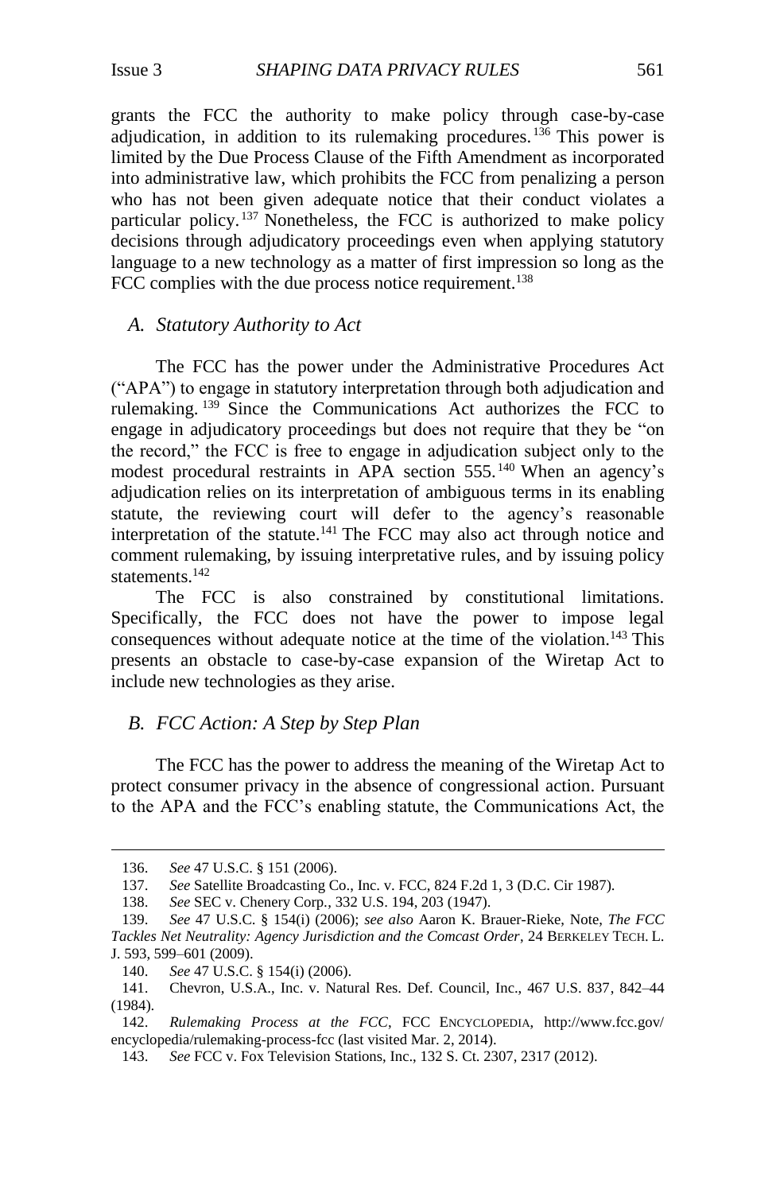grants the FCC the authority to make policy through case-by-case adjudication, in addition to its rulemaking procedures.[136] This power is limited by the Due Process Clause of the Fifth Amendment as incorporated into administrative law, which prohibits the FCC from penalizing a person who has not been given adequate notice that their conduct violates a particular policy.[137] Nonetheless, the FCC is authorized to make policy decisions through adjudicatory proceedings even when applying statutory language to a new technology as a matter of first impression so long as the FCC complies with the due process notice requirement.[138]

### A. *Statutory Authority to Act*

The FCC has the power under the Administrative Procedures Act ("APA") to engage in statutory interpretation through both adjudication and rulemaking.[139] Since the Communications Act authorizes the FCC to engage in adjudicatory proceedings but does not require that they be "on the record," the FCC is free to engage in adjudication subject only to the modest procedural restraints in APA section 555.[140] When an agency's adjudication relies on its interpretation of ambiguous terms in its enabling statute, the reviewing court will defer to the agency's reasonable interpretation of the statute.[141] The FCC may also act through notice and comment rulemaking, by issuing interpretative rules, and by issuing policy statements.[142]

The FCC is also constrained by constitutional limitations. Specifically, the FCC does not have the power to impose legal consequences without adequate notice at the time of the violation.[143] This presents an obstacle to case-by-case expansion of the Wiretap Act to include new technologies as they arise.

### B. *FCC Action: A Step by Step Plan*

The FCC has the power to address the meaning of the Wiretap Act to protect consumer privacy in the absence of congressional action. Pursuant to the APA and the FCC's enabling statute, the Communications Act, the

---

136. *See* 47 U.S.C. § 151 (2006).

137. *See* Satellite Broadcasting Co., Inc. v. FCC, 824 F.2d 1, 3 (D.C. Cir 1987).

138. *See* SEC v. Chenery Corp., 332 U.S. 194, 203 (1947).

139. *See* 47 U.S.C. § 154(i) (2006); *see also* Aaron K. Brauer-Rieke, Note, *The FCC Tackles Net Neutrality: Agency Jurisdiction and the Comcast Order*, 24 BERKELEY TECH. L. J. 593, 599–601 (2009).

140. *See* 47 U.S.C. § 154(i) (2006).

141. Chevron, U.S.A., Inc. v. Natural Res. Def. Council, Inc., 467 U.S. 837, 842–44 (1984).

142. *Rulemaking Process at the FCC*, FCC ENCYCLOPEDIA, http://www.fcc.gov/encyclopedia/rulemaking-process-fcc (last visited Mar. 2, 2014).

143. *See* FCC v. Fox Television Stations, Inc., 132 S. Ct. 2307, 2317 (2012).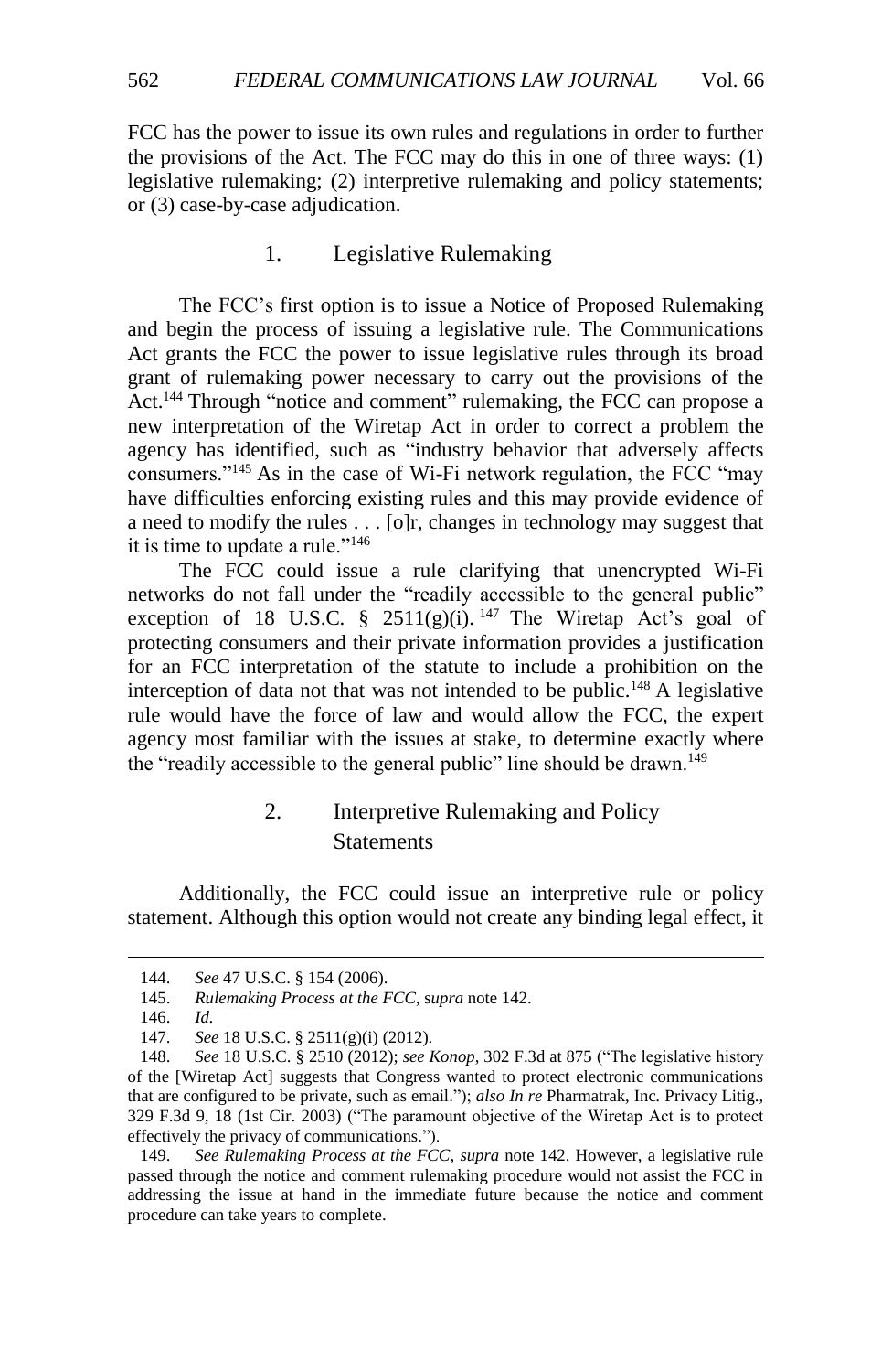FCC has the power to issue its own rules and regulations in order to further the provisions of the Act. The FCC may do this in one of three ways: (1) legislative rulemaking; (2) interpretive rulemaking and policy statements; or (3) case-by-case adjudication.

### 1. Legislative Rulemaking

The FCC's first option is to issue a Notice of Proposed Rulemaking and begin the process of issuing a legislative rule. The Communications Act grants the FCC the power to issue legislative rules through its broad grant of rulemaking power necessary to carry out the provisions of the Act.[144] Through "notice and comment" rulemaking, the FCC can propose a new interpretation of the Wiretap Act in order to correct a problem the agency has identified, such as "industry behavior that adversely affects consumers."[145] As in the case of Wi-Fi network regulation, the FCC "may have difficulties enforcing existing rules and this may provide evidence of a need to modify the rules . . . [o]r, changes in technology may suggest that it is time to update a rule."[146]

The FCC could issue a rule clarifying that unencrypted Wi-Fi networks do not fall under the "readily accessible to the general public" exception of 18 U.S.C. § 2511(g)(i).[147] The Wiretap Act's goal of protecting consumers and their private information provides a justification for an FCC interpretation of the statute to include a prohibition on the interception of data not that was not intended to be public.[148] A legislative rule would have the force of law and would allow the FCC, the expert agency most familiar with the issues at stake, to determine exactly where the "readily accessible to the general public" line should be drawn.[149]

### 2. Interpretive Rulemaking and Policy Statements

Additionally, the FCC could issue an interpretive rule or policy statement. Although this option would not create any binding legal effect, it

---

144. *See* 47 U.S.C. § 154 (2006).

145. *Rulemaking Process at the FCC*, s*upra* note 142.

146. *Id.*

147. *See* 18 U.S.C. § 2511(g)(i) (2012).

148. *See* 18 U.S.C. § 2510 (2012); *see Konop*, 302 F.3d at 875 ("The legislative history of the [Wiretap Act] suggests that Congress wanted to protect electronic communications that are configured to be private, such as email."); *also In re* Pharmatrak, Inc. Privacy Litig., 329 F.3d 9, 18 (1st Cir. 2003) ("The paramount objective of the Wiretap Act is to protect effectively the privacy of communications.").

149. *See Rulemaking Process at the FCC*, *supra* note 142. However, a legislative rule passed through the notice and comment rulemaking procedure would not assist the FCC in addressing the issue at hand in the immediate future because the notice and comment procedure can take years to complete.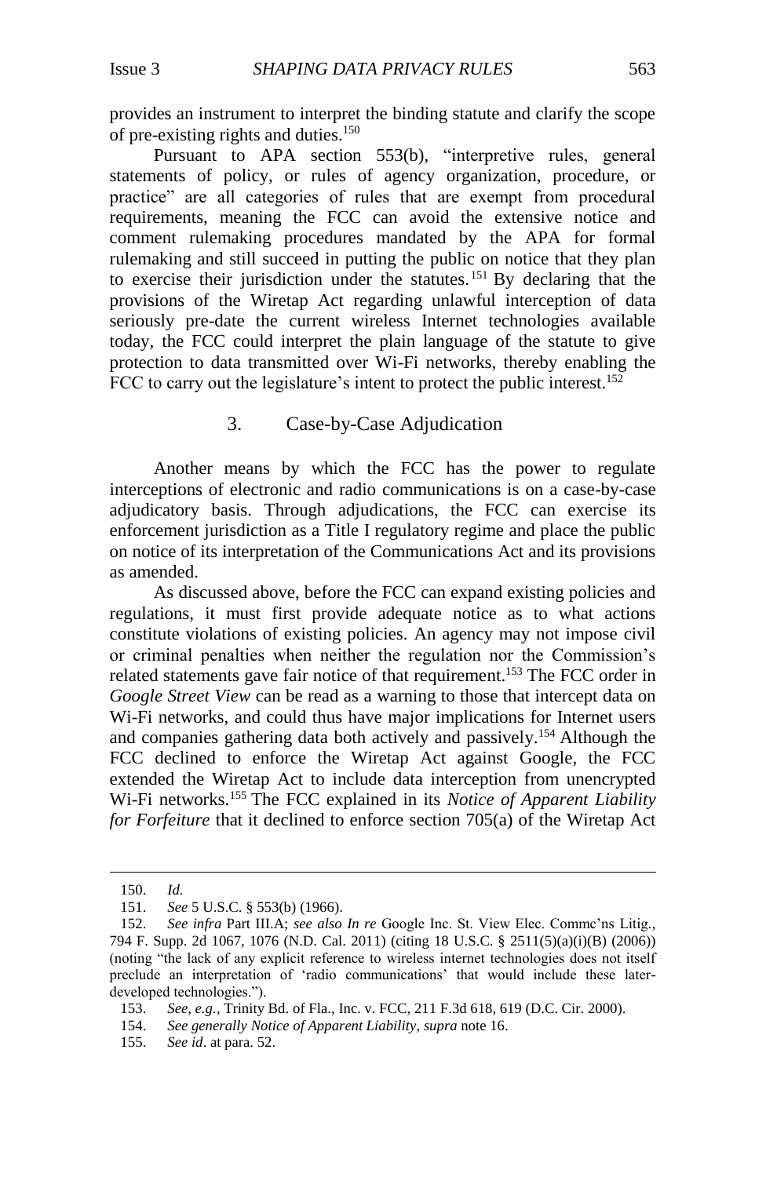provides an instrument to interpret the binding statute and clarify the scope of pre-existing rights and duties.[150]

Pursuant to APA section 553(b), "interpretive rules, general statements of policy, or rules of agency organization, procedure, or practice" are all categories of rules that are exempt from procedural requirements, meaning the FCC can avoid the extensive notice and comment rulemaking procedures mandated by the APA for formal rulemaking and still succeed in putting the public on notice that they plan to exercise their jurisdiction under the statutes.[151] By declaring that the provisions of the Wiretap Act regarding unlawful interception of data seriously pre-date the current wireless Internet technologies available today, the FCC could interpret the plain language of the statute to give protection to data transmitted over Wi-Fi networks, thereby enabling the FCC to carry out the legislature's intent to protect the public interest.[152]

### 3. Case-by-Case Adjudication

Another means by which the FCC has the power to regulate interceptions of electronic and radio communications is on a case-by-case adjudicatory basis. Through adjudications, the FCC can exercise its enforcement jurisdiction as a Title I regulatory regime and place the public on notice of its interpretation of the Communications Act and its provisions as amended.

As discussed above, before the FCC can expand existing policies and regulations, it must first provide adequate notice as to what actions constitute violations of existing policies. An agency may not impose civil or criminal penalties when neither the regulation nor the Commission's related statements gave fair notice of that requirement.[153] The FCC order in *Google Street View* can be read as a warning to those that intercept data on Wi-Fi networks, and could thus have major implications for Internet users and companies gathering data both actively and passively.[154] Although the FCC declined to enforce the Wiretap Act against Google, the FCC extended the Wiretap Act to include data interception from unencrypted Wi-Fi networks.[155] The FCC explained in its *Notice of Apparent Liability for Forfeiture* that it declined to enforce section 705(a) of the Wiretap Act

---

150. *Id.*

151. *See* 5 U.S.C. § 553(b) (1966).

152. *See infra* Part III.A; *see also In re* Google Inc. St. View Elec. Commc'ns Litig., 794 F. Supp. 2d 1067, 1076 (N.D. Cal. 2011) (citing 18 U.S.C. § 2511(5)(a)(i)(B) (2006)) (noting "the lack of any explicit reference to wireless internet technologies does not itself preclude an interpretation of 'radio communications' that would include these later-developed technologies.").

153. *See, e.g.*, Trinity Bd. of Fla., Inc. v. FCC, 211 F.3d 618, 619 (D.C. Cir. 2000).

154. *See generally Notice of Apparent Liability*, *supra* note 16.

155. *See id*. at para. 52.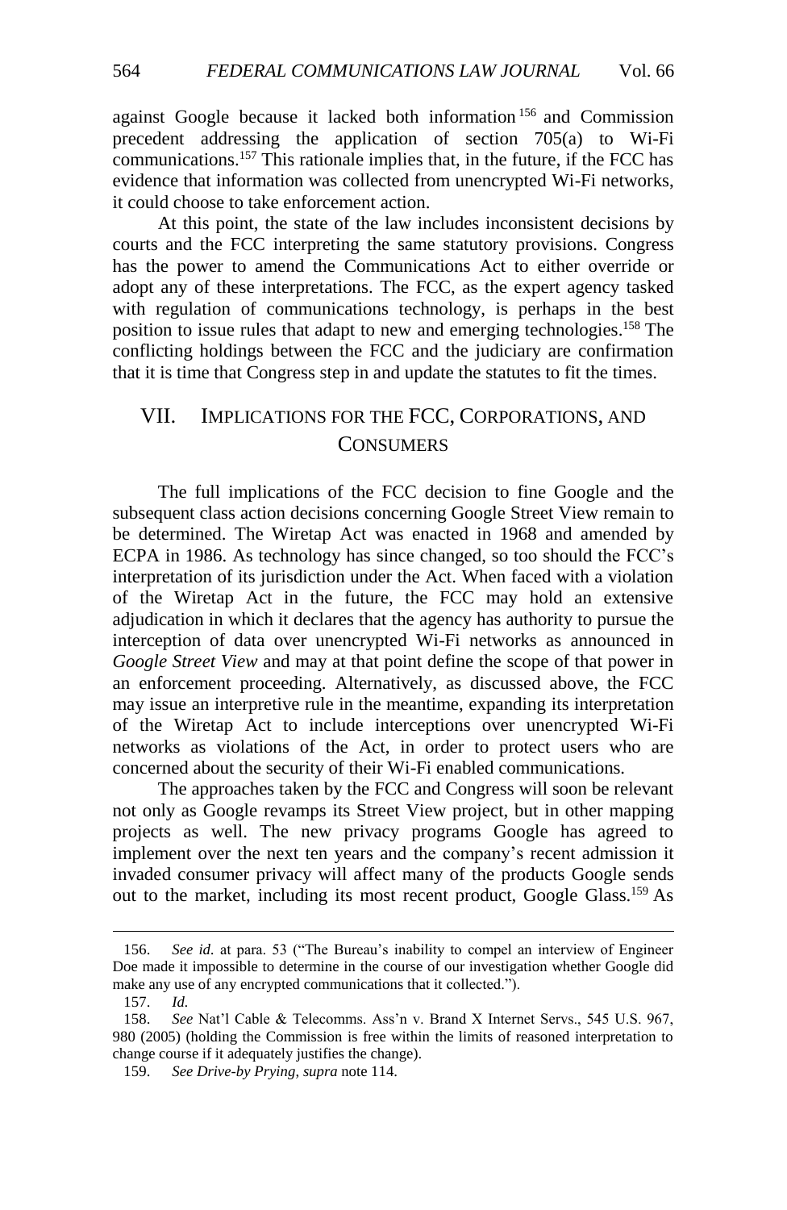against Google because it lacked both information[156] and Commission precedent addressing the application of section 705(a) to Wi-Fi communications.[157] This rationale implies that, in the future, if the FCC has evidence that information was collected from unencrypted Wi-Fi networks, it could choose to take enforcement action.

At this point, the state of the law includes inconsistent decisions by courts and the FCC interpreting the same statutory provisions. Congress has the power to amend the Communications Act to either override or adopt any of these interpretations. The FCC, as the expert agency tasked with regulation of communications technology, is perhaps in the best position to issue rules that adapt to new and emerging technologies.[158] The conflicting holdings between the FCC and the judiciary are confirmation that it is time that Congress step in and update the statutes to fit the times.

## VII. Implications for the FCC, Corporations, and Consumers

The full implications of the FCC decision to fine Google and the subsequent class action decisions concerning Google Street View remain to be determined. The Wiretap Act was enacted in 1968 and amended by ECPA in 1986. As technology has since changed, so too should the FCC's interpretation of its jurisdiction under the Act. When faced with a violation of the Wiretap Act in the future, the FCC may hold an extensive adjudication in which it declares that the agency has authority to pursue the interception of data over unencrypted Wi-Fi networks as announced in *Google Street View* and may at that point define the scope of that power in an enforcement proceeding. Alternatively, as discussed above, the FCC may issue an interpretive rule in the meantime, expanding its interpretation of the Wiretap Act to include interceptions over unencrypted Wi-Fi networks as violations of the Act, in order to protect users who are concerned about the security of their Wi-Fi enabled communications.

The approaches taken by the FCC and Congress will soon be relevant not only as Google revamps its Street View project, but in other mapping projects as well. The new privacy programs Google has agreed to implement over the next ten years and the company's recent admission it invaded consumer privacy will affect many of the products Google sends out to the market, including its most recent product, Google Glass.[159] As

---

156. *See id.* at para. 53 ("The Bureau's inability to compel an interview of Engineer Doe made it impossible to determine in the course of our investigation whether Google did make any use of any encrypted communications that it collected.").

157. *Id.*

158. *See* Nat'l Cable & Telecomms. Ass'n v. Brand X Internet Servs., 545 U.S. 967, 980 (2005) (holding the Commission is free within the limits of reasoned interpretation to change course if it adequately justifies the change).

159. *See Drive-by Prying*, *supra* note 114.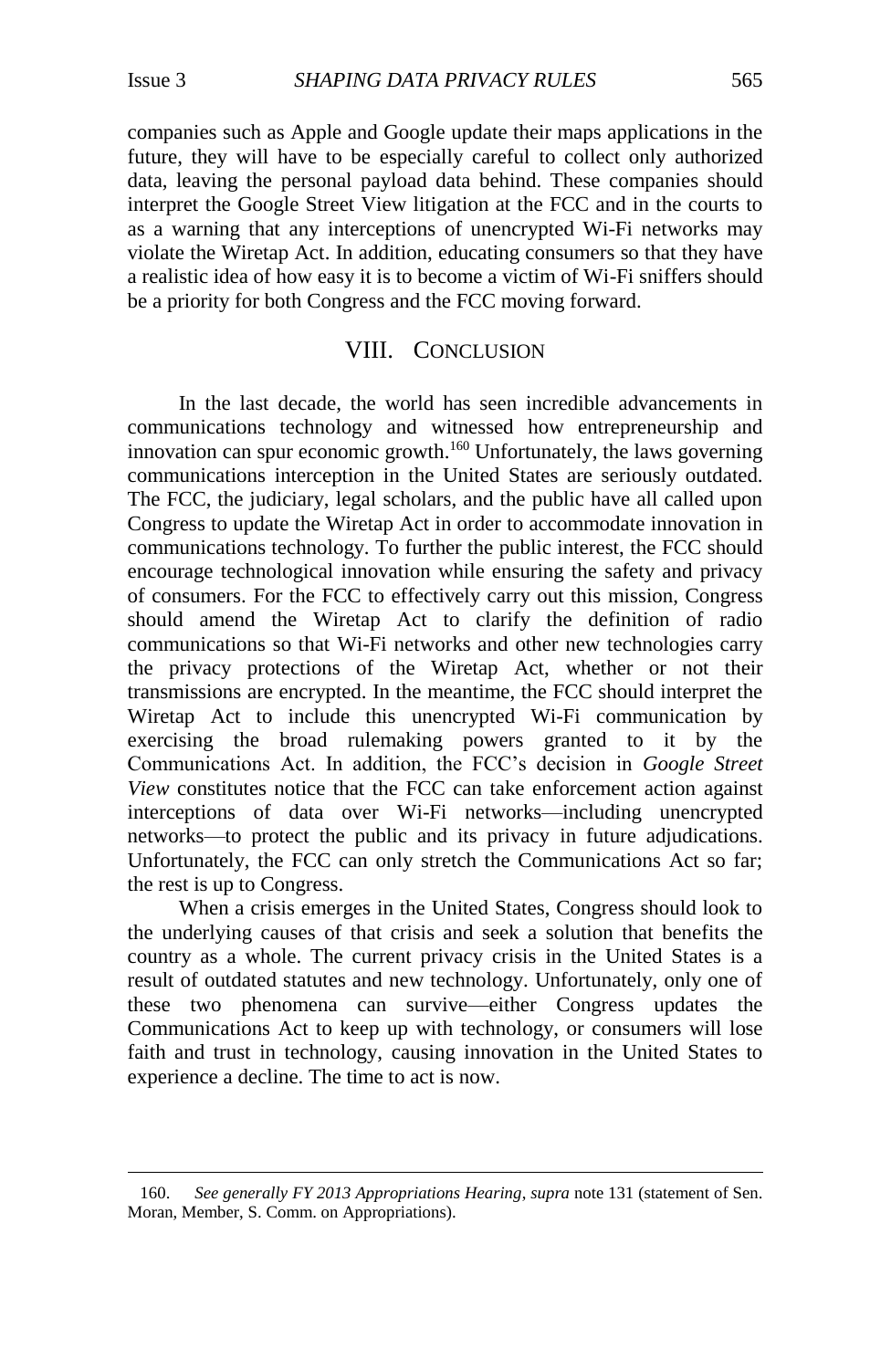companies such as Apple and Google update their maps applications in the future, they will have to be especially careful to collect only authorized data, leaving the personal payload data behind. These companies should interpret the Google Street View litigation at the FCC and in the courts to as a warning that any interceptions of unencrypted Wi-Fi networks may violate the Wiretap Act. In addition, educating consumers so that they have a realistic idea of how easy it is to become a victim of Wi-Fi sniffers should be a priority for both Congress and the FCC moving forward.

## VIII. CONCLUSION

In the last decade, the world has seen incredible advancements in communications technology and witnessed how entrepreneurship and innovation can spur economic growth.[160] Unfortunately, the laws governing communications interception in the United States are seriously outdated. The FCC, the judiciary, legal scholars, and the public have all called upon Congress to update the Wiretap Act in order to accommodate innovation in communications technology. To further the public interest, the FCC should encourage technological innovation while ensuring the safety and privacy of consumers. For the FCC to effectively carry out this mission, Congress should amend the Wiretap Act to clarify the definition of radio communications so that Wi-Fi networks and other new technologies carry the privacy protections of the Wiretap Act, whether or not their transmissions are encrypted. In the meantime, the FCC should interpret the Wiretap Act to include this unencrypted Wi-Fi communication by exercising the broad rulemaking powers granted to it by the Communications Act. In addition, the FCC's decision in *Google Street View* constitutes notice that the FCC can take enforcement action against interceptions of data over Wi-Fi networks—including unencrypted networks—to protect the public and its privacy in future adjudications. Unfortunately, the FCC can only stretch the Communications Act so far; the rest is up to Congress.

When a crisis emerges in the United States, Congress should look to the underlying causes of that crisis and seek a solution that benefits the country as a whole. The current privacy crisis in the United States is a result of outdated statutes and new technology. Unfortunately, only one of these two phenomena can survive—either Congress updates the Communications Act to keep up with technology, or consumers will lose faith and trust in technology, causing innovation in the United States to experience a decline. The time to act is now.

160. *See generally FY 2013 Appropriations Hearing*, *supra* note 131 (statement of Sen. Moran, Member, S. Comm. on Appropriations).